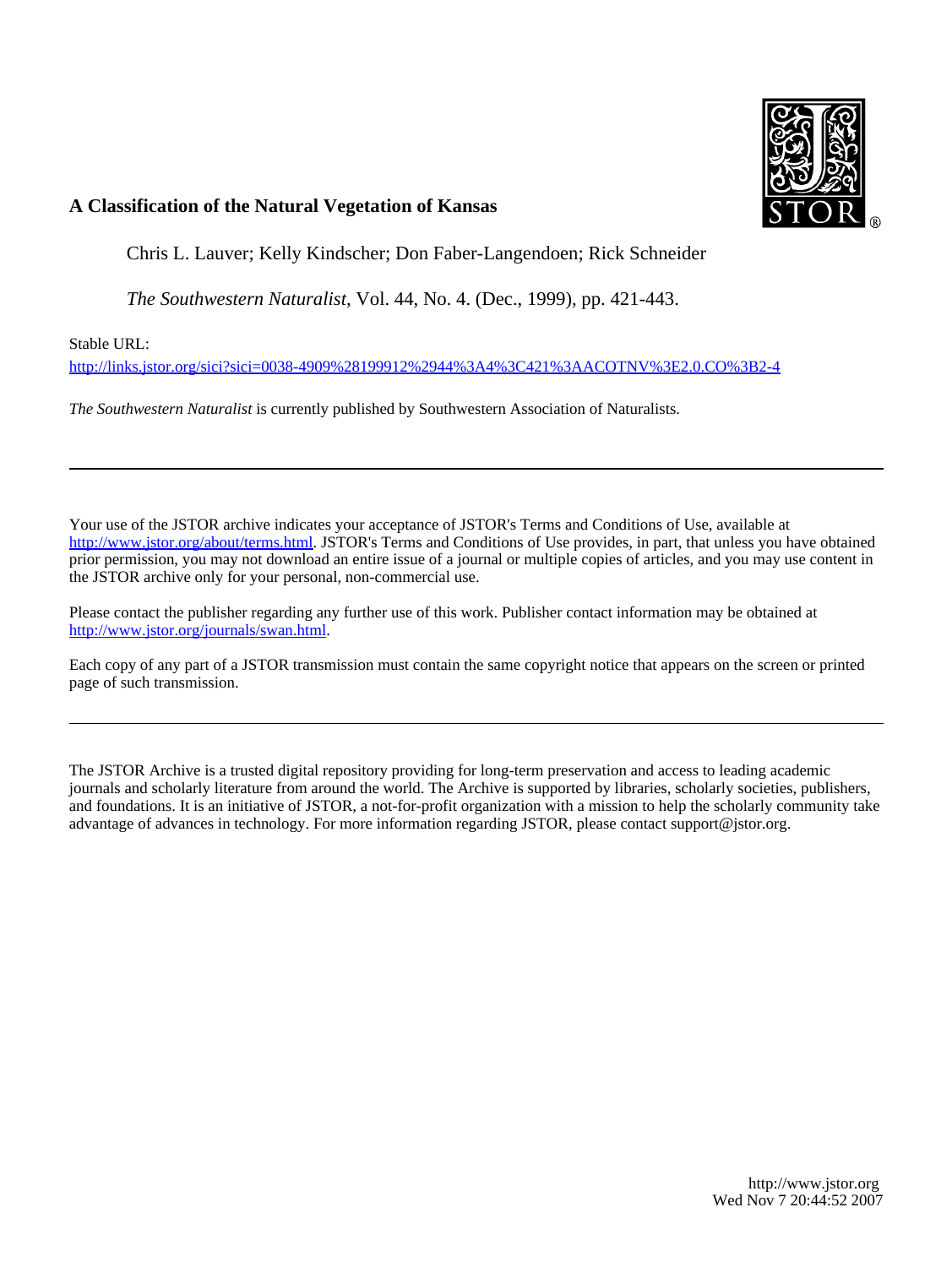## A Classification of the Natural Vegetation of Kansas

Chris L. Lauver; Kelly Kindscher; Don Faber-Langendoen; Rick Schneider

*The Southwestern Naturalist*, Vol. 44, No. 4. (Dec., 1999), pp. 421-443.

Stable URL:

http://links.jstor.org/sici?sici=0038-4909%28199912%2944%3A4%3C421%3AACOTNV%3E2.0.CO%3B2-4

*The Southwestern Naturalist* is currently published by Southwestern Association of Naturalists.

---

Your use of the JSTOR archive indicates your acceptance of JSTOR's Terms and Conditions of Use, available at http://www.jstor.org/about/terms.html. JSTOR's Terms and Conditions of Use provides, in part, that unless you have obtained prior permission, you may not download an entire issue of a journal or multiple copies of articles, and you may use content in the JSTOR archive only for your personal, non-commercial use.

Please contact the publisher regarding any further use of this work. Publisher contact information may be obtained at http://www.jstor.org/journals/swan.html.

Each copy of any part of a JSTOR transmission must contain the same copyright notice that appears on the screen or printed page of such transmission.

---

The JSTOR Archive is a trusted digital repository providing for long-term preservation and access to leading academic journals and scholarly literature from around the world. The Archive is supported by libraries, scholarly societies, publishers, and foundations. It is an initiative of JSTOR, a not-for-profit organization with a mission to help the scholarly community take advantage of advances in technology. For more information regarding JSTOR, please contact support@jstor.org.

http://www.jstor.org
Wed Nov 7 20:44:52 2007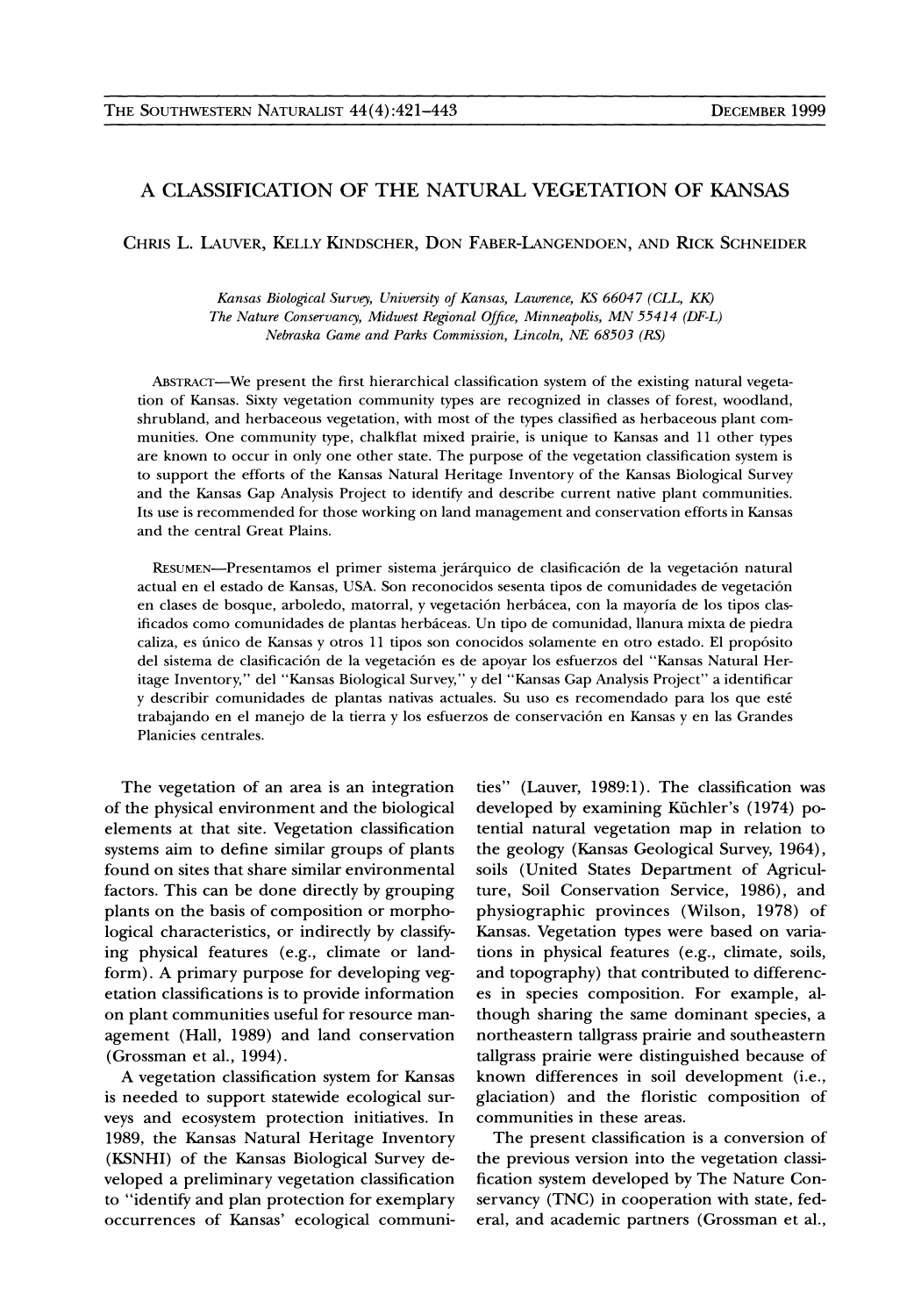# A CLASSIFICATION OF THE NATURAL VEGETATION OF KANSAS

CHRIS L. LAUVER, KELLY KINDSCHER, DON FABER-LANGENDOEN, AND RICK SCHNEIDER

*Kansas Biological Survey, University of Kansas, Lawrence, KS 66047 (CLL, KK)*
*The Nature Conservancy, Midwest Regional Office, Minneapolis, MN 55414 (DF-L)*
*Nebraska Game and Parks Commission, Lincoln, NE 68503 (RS)*

ABSTRACT—We present the first hierarchical classification system of the existing natural vegetation of Kansas. Sixty vegetation community types are recognized in classes of forest, woodland, shrubland, and herbaceous vegetation, with most of the types classified as herbaceous plant communities. One community type, chalkflat mixed prairie, is unique to Kansas and 11 other types are known to occur in only one other state. The purpose of the vegetation classification system is to support the efforts of the Kansas Natural Heritage Inventory of the Kansas Biological Survey and the Kansas Gap Analysis Project to identify and describe current native plant communities. Its use is recommended for those working on land management and conservation efforts in Kansas and the central Great Plains.

RESUMEN—Presentamos el primer sistema jerárquico de clasificación de la vegetación natural actual en el estado de Kansas, USA. Son reconocidos sesenta tipos de comunidades de vegetación en clases de bosque, arboledo, matorral, y vegetación herbácea, con la mayoría de los tipos clasificados como comunidades de plantas herbáceas. Un tipo de comunidad, llanura mixta de piedra caliza, es único de Kansas y otros 11 tipos son conocidos solamente en otro estado. El propósito del sistema de clasificación de la vegetación es de apoyar los esfuerzos del "Kansas Natural Heritage Inventory," del "Kansas Biological Survey," y del "Kansas Gap Analysis Project" a identificar y describir comunidades de plantas nativas actuales. Su uso es recomendado para los que esté trabajando en el manejo de la tierra y los esfuerzos de conservación en Kansas y en las Grandes Planicies centrales.

The vegetation of an area is an integration of the physical environment and the biological elements at that site. Vegetation classification systems aim to define similar groups of plants found on sites that share similar environmental factors. This can be done directly by grouping plants on the basis of composition or morphological characteristics, or indirectly by classifying physical features (e.g., climate or landform). A primary purpose for developing vegetation classifications is to provide information on plant communities useful for resource management (Hall, 1989) and land conservation (Grossman et al., 1994).

A vegetation classification system for Kansas is needed to support statewide ecological surveys and ecosystem protection initiatives. In 1989, the Kansas Natural Heritage Inventory (KSNHI) of the Kansas Biological Survey developed a preliminary vegetation classification to "identify and plan protection for exemplary occurrences of Kansas' ecological communities" (Lauver, 1989:1). The classification was developed by examining Küchler's (1974) potential natural vegetation map in relation to the geology (Kansas Geological Survey, 1964), soils (United States Department of Agriculture, Soil Conservation Service, 1986), and physiographic provinces (Wilson, 1978) of Kansas. Vegetation types were based on variations in physical features (e.g., climate, soils, and topography) that contributed to differences in species composition. For example, although sharing the same dominant species, a northeastern tallgrass prairie and southeastern tallgrass prairie were distinguished because of known differences in soil development (i.e., glaciation) and the floristic composition of communities in these areas.

The present classification is a conversion of the previous version into the vegetation classification system developed by The Nature Conservancy (TNC) in cooperation with state, federal, and academic partners (Grossman et al.,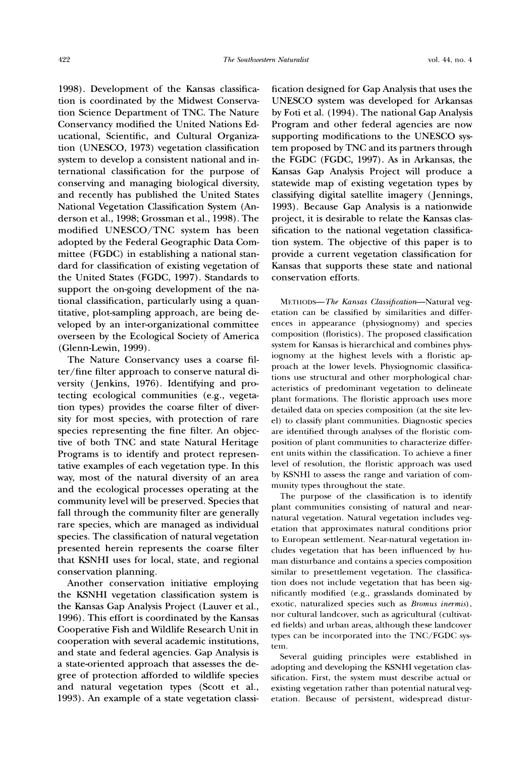1998). Development of the Kansas classification is coordinated by the Midwest Conservation Science Department of TNC. The Nature Conservancy modified the United Nations Educational, Scientific, and Cultural Organization (UNESCO, 1973) vegetation classification system to develop a consistent national and international classification for the purpose of conserving and managing biological diversity, and recently has published the United States National Vegetation Classification System (Anderson et al., 1998; Grossman et al., 1998). The modified UNESCO/TNC system has been adopted by the Federal Geographic Data Committee (FGDC) in establishing a national standard for classification of existing vegetation of the United States (FGDC, 1997). Standards to support the on-going development of the national classification, particularly using a quantitative, plot-sampling approach, are being developed by an inter-organizational committee overseen by the Ecological Society of America (Glenn-Lewin, 1999).

The Nature Conservancy uses a coarse filter/fine filter approach to conserve natural diversity (Jenkins, 1976). Identifying and protecting ecological communities (e.g., vegetation types) provides the coarse filter of diversity for most species, with protection of rare species representing the fine filter. An objective of both TNC and state Natural Heritage Programs is to identify and protect representative examples of each vegetation type. In this way, most of the natural diversity of an area and the ecological processes operating at the community level will be preserved. Species that fall through the community filter are generally rare species, which are managed as individual species. The classification of natural vegetation presented herein represents the coarse filter that KSNHI uses for local, state, and regional conservation planning.

Another conservation initiative employing the KSNHI vegetation classification system is the Kansas Gap Analysis Project (Lauver et al., 1996). This effort is coordinated by the Kansas Cooperative Fish and Wildlife Research Unit in cooperation with several academic institutions, and state and federal agencies. Gap Analysis is a state-oriented approach that assesses the degree of protection afforded to wildlife species and natural vegetation types (Scott et al., 1993). An example of a state vegetation classification designed for Gap Analysis that uses the UNESCO system was developed for Arkansas by Foti et al. (1994). The national Gap Analysis Program and other federal agencies are now supporting modifications to the UNESCO system proposed by TNC and its partners through the FGDC (FGDC, 1997). As in Arkansas, the Kansas Gap Analysis Project will produce a statewide map of existing vegetation types by classifying digital satellite imagery (Jennings, 1993). Because Gap Analysis is a nationwide project, it is desirable to relate the Kansas classification to the national vegetation classification system. The objective of this paper is to provide a current vegetation classification for Kansas that supports these state and national conservation efforts.

METHODS—*The Kansas Classification*—Natural vegetation can be classified by similarities and differences in appearance (physiognomy) and species composition (floristics). The proposed classification system for Kansas is hierarchical and combines physiognomy at the highest levels with a floristic approach at the lower levels. Physiognomic classifications use structural and other morphological characteristics of predominant vegetation to delineate plant formations. The floristic approach uses more detailed data on species composition (at the site level) to classify plant communities. Diagnostic species are identified through analyses of the floristic composition of plant communities to characterize different units within the classification. To achieve a finer level of resolution, the floristic approach was used by KSNHI to assess the range and variation of community types throughout the state.

The purpose of the classification is to identify plant communities consisting of natural and near-natural vegetation. Natural vegetation includes vegetation that approximates natural conditions prior to European settlement. Near-natural vegetation includes vegetation that has been influenced by human disturbance and contains a species composition similar to presettlement vegetation. The classification does not include vegetation that has been significantly modified (e.g., grasslands dominated by exotic, naturalized species such as *Bromus inermis*), nor cultural landcover, such as agricultural (cultivated fields) and urban areas, although these landcover types can be incorporated into the TNC/FGDC system.

Several guiding principles were established in adopting and developing the KSNHI vegetation classification. First, the system must describe actual or existing vegetation rather than potential natural vegetation. Because of persistent, widespread distur-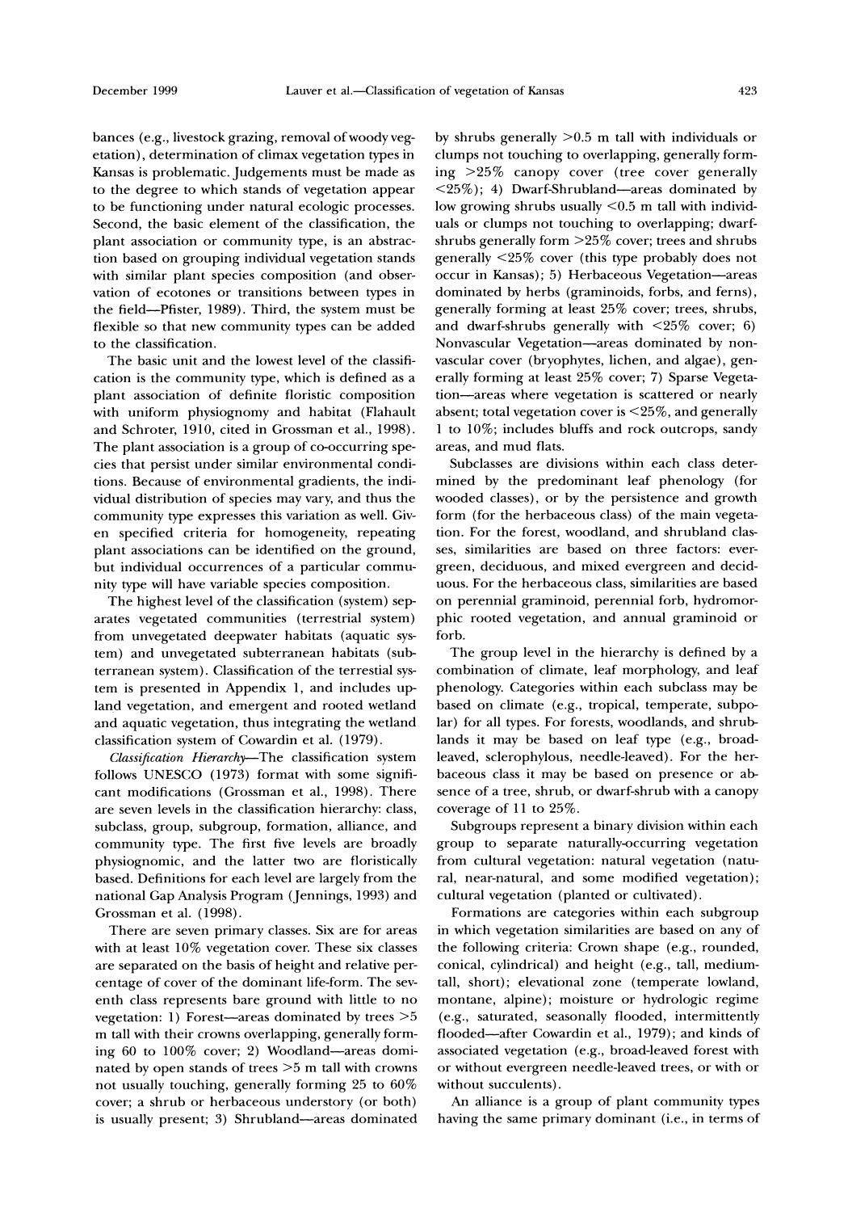bances (e.g., livestock grazing, removal of woody vegetation), determination of climax vegetation types in Kansas is problematic. Judgements must be made as to the degree to which stands of vegetation appear to be functioning under natural ecologic processes. Second, the basic element of the classification, the plant association or community type, is an abstraction based on grouping individual vegetation stands with similar plant species composition (and observation of ecotones or transitions between types in the field—Pfister, 1989). Third, the system must be flexible so that new community types can be added to the classification.

The basic unit and the lowest level of the classification is the community type, which is defined as a plant association of definite floristic composition with uniform physiognomy and habitat (Flahault and Schroter, 1910, cited in Grossman et al., 1998). The plant association is a group of co-occurring species that persist under similar environmental conditions. Because of environmental gradients, the individual distribution of species may vary, and thus the community type expresses this variation as well. Given specified criteria for homogeneity, repeating plant associations can be identified on the ground, but individual occurrences of a particular community type will have variable species composition.

The highest level of the classification (system) separates vegetated communities (terrestrial system) from unvegetated deepwater habitats (aquatic system) and unvegetated subterranean habitats (subterranean system). Classification of the terrestial system is presented in Appendix 1, and includes upland vegetation, and emergent and rooted wetland and aquatic vegetation, thus integrating the wetland classification system of Cowardin et al. (1979).

*Classification Hierarchy*—The classification system follows UNESCO (1973) format with some significant modifications (Grossman et al., 1998). There are seven levels in the classification hierarchy: class, subclass, group, subgroup, formation, alliance, and community type. The first five levels are broadly physiognomic, and the latter two are floristically based. Definitions for each level are largely from the national Gap Analysis Program (Jennings, 1993) and Grossman et al. (1998).

There are seven primary classes. Six are for areas with at least 10% vegetation cover. These six classes are separated on the basis of height and relative percentage of cover of the dominant life-form. The seventh class represents bare ground with little to no vegetation: 1) Forest—areas dominated by trees >5 m tall with their crowns overlapping, generally forming 60 to 100% cover; 2) Woodland—areas dominated by open stands of trees >5 m tall with crowns not usually touching, generally forming 25 to 60% cover; a shrub or herbaceous understory (or both) is usually present; 3) Shrubland—areas dominated by shrubs generally >0.5 m tall with individuals or clumps not touching to overlapping, generally forming >25% canopy cover (tree cover generally <25%); 4) Dwarf-Shrubland—areas dominated by low growing shrubs usually <0.5 m tall with individuals or clumps not touching to overlapping; dwarf-shrubs generally form >25% cover; trees and shrubs generally <25% cover (this type probably does not occur in Kansas); 5) Herbaceous Vegetation—areas dominated by herbs (graminoids, forbs, and ferns), generally forming at least 25% cover; trees, shrubs, and dwarf-shrubs generally with <25% cover; 6) Nonvascular Vegetation—areas dominated by nonvascular cover (bryophytes, lichen, and algae), generally forming at least 25% cover; 7) Sparse Vegetation—areas where vegetation is scattered or nearly absent; total vegetation cover is <25%, and generally 1 to 10%; includes bluffs and rock outcrops, sandy areas, and mud flats.

Subclasses are divisions within each class determined by the predominant leaf phenology (for wooded classes), or by the persistence and growth form (for the herbaceous class) of the main vegetation. For the forest, woodland, and shrubland classes, similarities are based on three factors: evergreen, deciduous, and mixed evergreen and deciduous. For the herbaceous class, similarities are based on perennial graminoid, perennial forb, hydromorphic rooted vegetation, and annual graminoid or forb.

The group level in the hierarchy is defined by a combination of climate, leaf morphology, and leaf phenology. Categories within each subclass may be based on climate (e.g., tropical, temperate, subpolar) for all types. For forests, woodlands, and shrublands it may be based on leaf type (e.g., broad-leaved, sclerophylous, needle-leaved). For the herbaceous class it may be based on presence or absence of a tree, shrub, or dwarf-shrub with a canopy coverage of 11 to 25%.

Subgroups represent a binary division within each group to separate naturally-occurring vegetation from cultural vegetation: natural vegetation (natural, near-natural, and some modified vegetation); cultural vegetation (planted or cultivated).

Formations are categories within each subgroup in which vegetation similarities are based on any of the following criteria: Crown shape (e.g., rounded, conical, cylindrical) and height (e.g., tall, medium-tall, short); elevational zone (temperate lowland, montane, alpine); moisture or hydrologic regime (e.g., saturated, seasonally flooded, intermittently flooded—after Cowardin et al., 1979); and kinds of associated vegetation (e.g., broad-leaved forest with or without evergreen needle-leaved trees, or with or without succulents).

An alliance is a group of plant community types having the same primary dominant (i.e., in terms of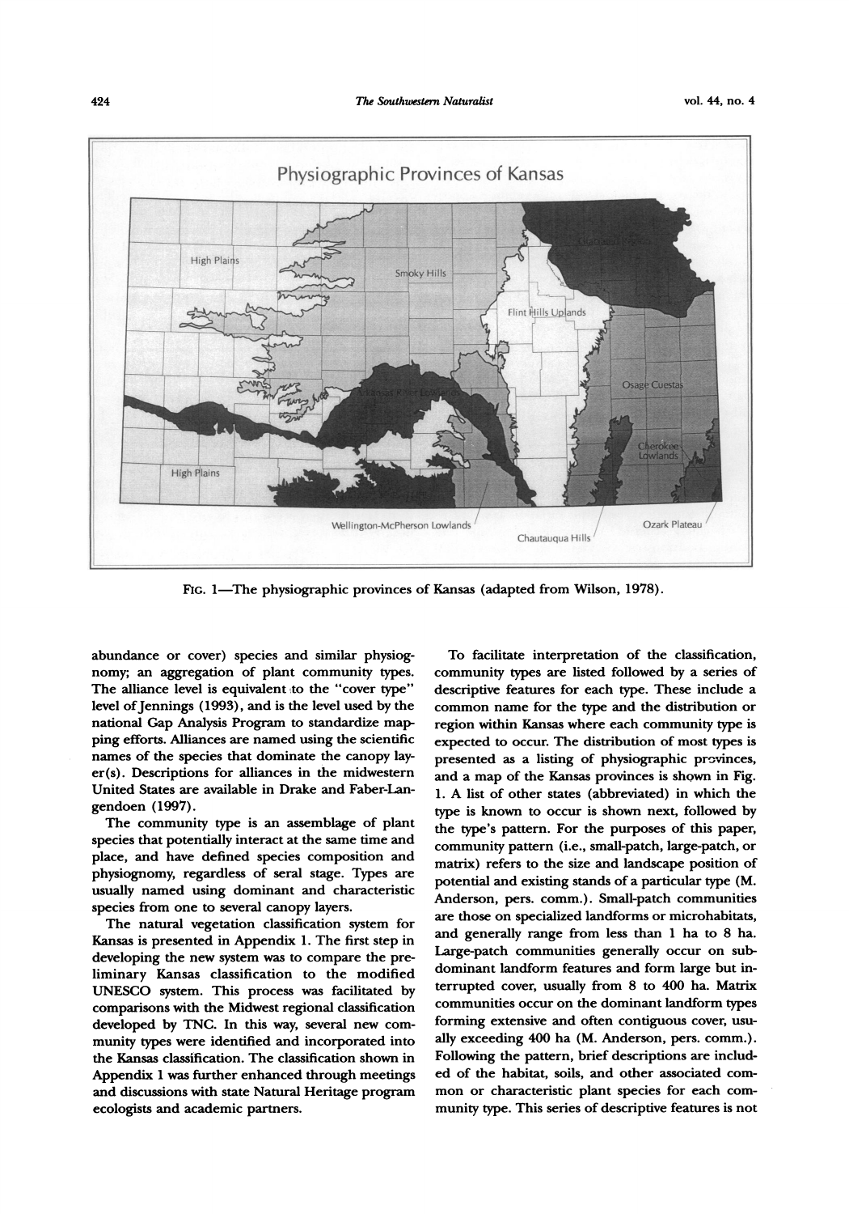FIG. 1—The physiographic provinces of Kansas (adapted from Wilson, 1978).

abundance or cover) species and similar physiognomy; an aggregation of plant community types. The alliance level is equivalent to the "cover type" level of Jennings (1993), and is the level used by the national Gap Analysis Program to standardize mapping efforts. Alliances are named using the scientific names of the species that dominate the canopy layer(s). Descriptions for alliances in the midwestern United States are available in Drake and Faber-Langendoen (1997).

The community type is an assemblage of plant species that potentially interact at the same time and place, and have defined species composition and physiognomy, regardless of seral stage. Types are usually named using dominant and characteristic species from one to several canopy layers.

The natural vegetation classification system for Kansas is presented in Appendix 1. The first step in developing the new system was to compare the preliminary Kansas classification to the modified UNESCO system. This process was facilitated by comparisons with the Midwest regional classification developed by TNC. In this way, several new community types were identified and incorporated into the Kansas classification. The classification shown in Appendix 1 was further enhanced through meetings and discussions with state Natural Heritage program ecologists and academic partners.

To facilitate interpretation of the classification, community types are listed followed by a series of descriptive features for each type. These include a common name for the type and the distribution or region within Kansas where each community type is expected to occur. The distribution of most types is presented as a listing of physiographic provinces, and a map of the Kansas provinces is shown in Fig. 1. A list of other states (abbreviated) in which the type is known to occur is shown next, followed by the type's pattern. For the purposes of this paper, community pattern (i.e., small-patch, large-patch, or matrix) refers to the size and landscape position of potential and existing stands of a particular type (M. Anderson, pers. comm.). Small-patch communities are those on specialized landforms or microhabitats, and generally range from less than 1 ha to 8 ha. Large-patch communities generally occur on subdominant landform features and form large but interrupted cover, usually from 8 to 400 ha. Matrix communities occur on the dominant landform types forming extensive and often contiguous cover, usually exceeding 400 ha (M. Anderson, pers. comm.). Following the pattern, brief descriptions are included of the habitat, soils, and other associated common or characteristic plant species for each community type. This series of descriptive features is not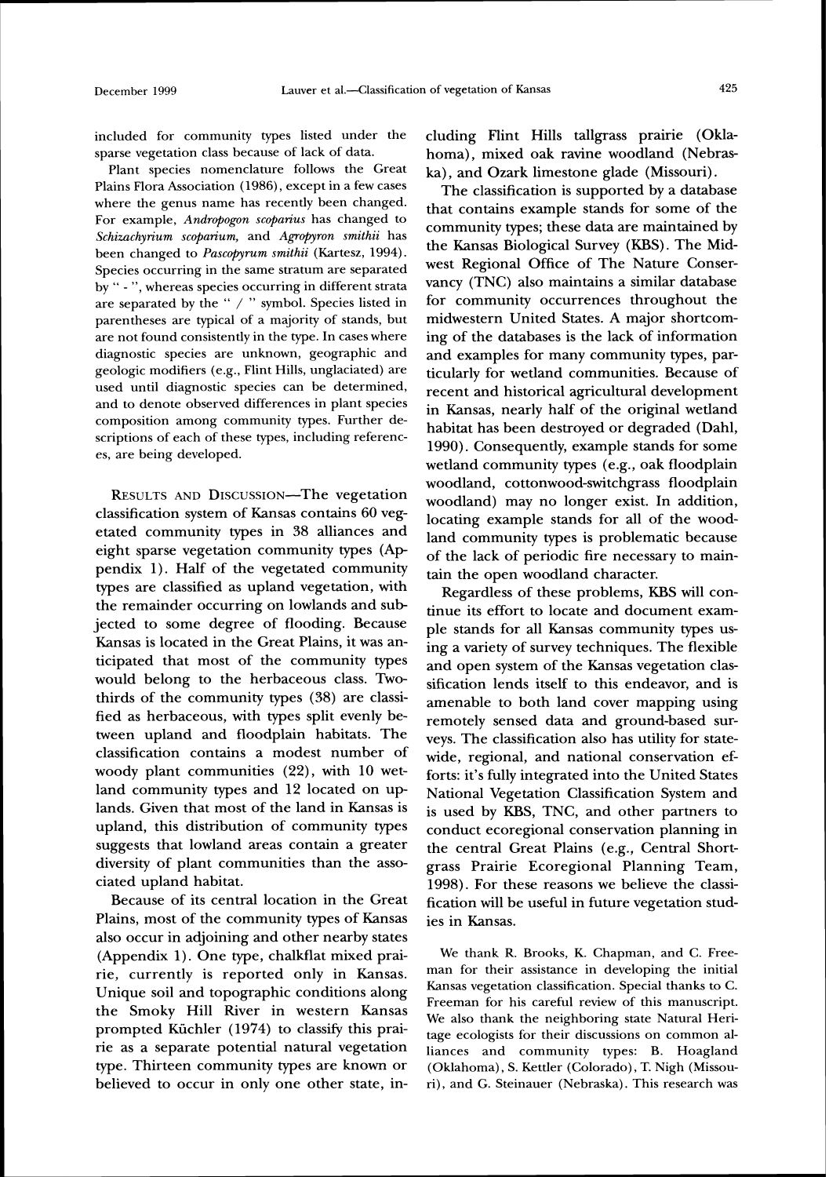included for community types listed under the sparse vegetation class because of lack of data.

Plant species nomenclature follows the Great Plains Flora Association (1986), except in a few cases where the genus name has recently been changed. For example, *Andropogon scoparius* has changed to *Schizachyrium scoparium*, and *Agropyron smithii* has been changed to *Pascopyrum smithii* (Kartesz, 1994). Species occurring in the same stratum are separated by " - ", whereas species occurring in different strata are separated by the " / " symbol. Species listed in parentheses are typical of a majority of stands, but are not found consistently in the type. In cases where diagnostic species are unknown, geographic and geologic modifiers (e.g., Flint Hills, unglaciated) are used until diagnostic species can be determined, and to denote observed differences in plant species composition among community types. Further descriptions of each of these types, including references, are being developed.

RESULTS AND DISCUSSION—The vegetation classification system of Kansas contains 60 vegetated community types in 38 alliances and eight sparse vegetation community types (Appendix 1). Half of the vegetated community types are classified as upland vegetation, with the remainder occurring on lowlands and subjected to some degree of flooding. Because Kansas is located in the Great Plains, it was anticipated that most of the community types would belong to the herbaceous class. Two-thirds of the community types (38) are classified as herbaceous, with types split evenly between upland and floodplain habitats. The classification contains a modest number of woody plant communities (22), with 10 wetland community types and 12 located on uplands. Given that most of the land in Kansas is upland, this distribution of community types suggests that lowland areas contain a greater diversity of plant communities than the associated upland habitat.

Because of its central location in the Great Plains, most of the community types of Kansas also occur in adjoining and other nearby states (Appendix 1). One type, chalkflat mixed prairie, currently is reported only in Kansas. Unique soil and topographic conditions along the Smoky Hill River in western Kansas prompted Küchler (1974) to classify this prairie as a separate potential natural vegetation type. Thirteen community types are known or believed to occur in only one other state, including Flint Hills tallgrass prairie (Oklahoma), mixed oak ravine woodland (Nebraska), and Ozark limestone glade (Missouri).

The classification is supported by a database that contains example stands for some of the community types; these data are maintained by the Kansas Biological Survey (KBS). The Midwest Regional Office of The Nature Conservancy (TNC) also maintains a similar database for community occurrences throughout the midwestern United States. A major shortcoming of the databases is the lack of information and examples for many community types, particularly for wetland communities. Because of recent and historical agricultural development in Kansas, nearly half of the original wetland habitat has been destroyed or degraded (Dahl, 1990). Consequently, example stands for some wetland community types (e.g., oak floodplain woodland, cottonwood-switchgrass floodplain woodland) may no longer exist. In addition, locating example stands for all of the woodland community types is problematic because of the lack of periodic fire necessary to maintain the open woodland character.

Regardless of these problems, KBS will continue its effort to locate and document example stands for all Kansas community types using a variety of survey techniques. The flexible and open system of the Kansas vegetation classification lends itself to this endeavor, and is amenable to both land cover mapping using remotely sensed data and ground-based surveys. The classification also has utility for statewide, regional, and national conservation efforts: it's fully integrated into the United States National Vegetation Classification System and is used by KBS, TNC, and other partners to conduct ecoregional conservation planning in the central Great Plains (e.g., Central Shortgrass Prairie Ecoregional Planning Team, 1998). For these reasons we believe the classification will be useful in future vegetation studies in Kansas.

We thank R. Brooks, K. Chapman, and C. Freeman for their assistance in developing the initial Kansas vegetation classification. Special thanks to C. Freeman for his careful review of this manuscript. We also thank the neighboring state Natural Heritage ecologists for their discussions on common alliances and community types: B. Hoagland (Oklahoma), S. Kettler (Colorado), T. Nigh (Missouri), and G. Steinauer (Nebraska). This research was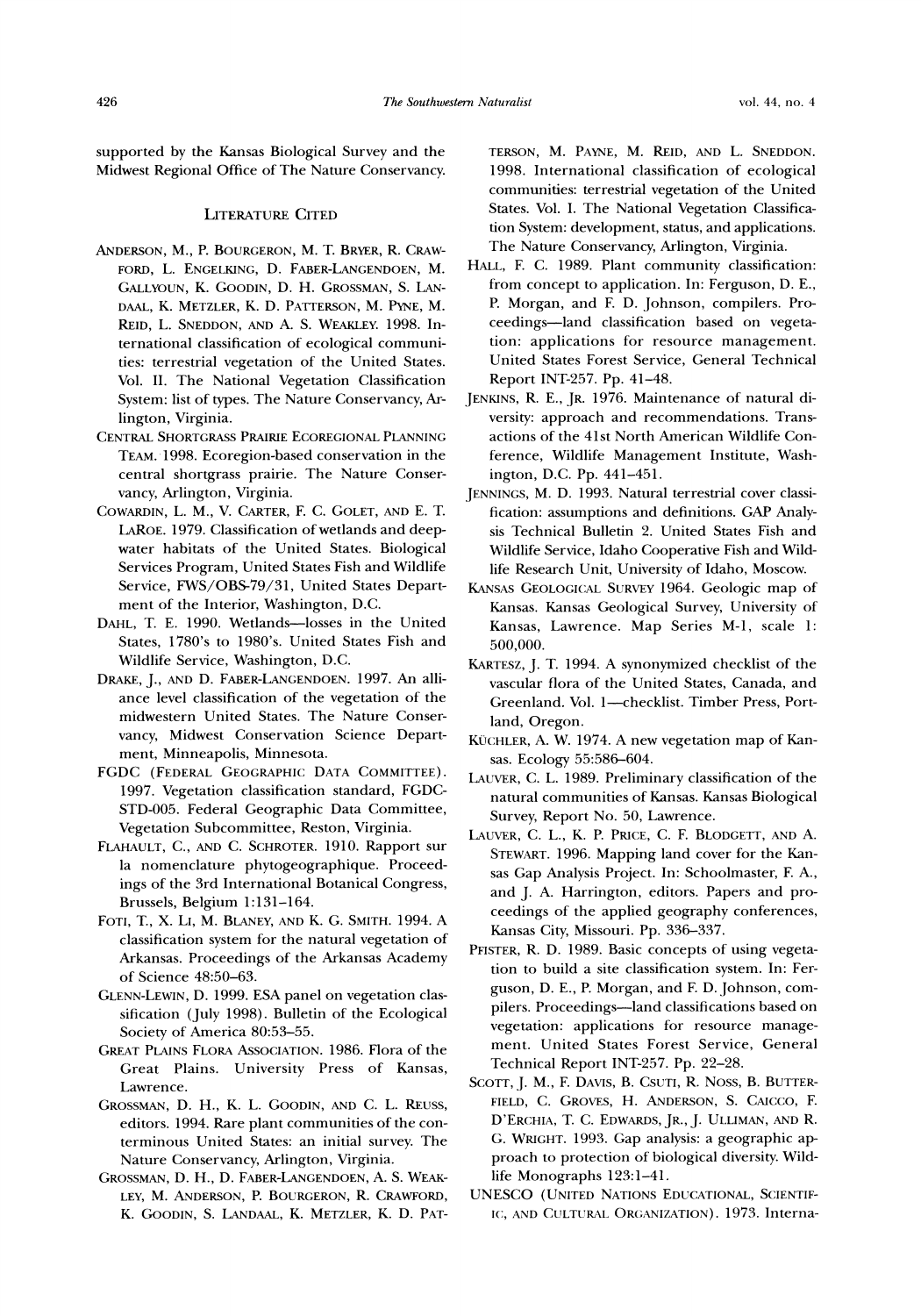supported by the Kansas Biological Survey and the Midwest Regional Office of The Nature Conservancy.

## Literature Cited

Anderson, M., P. Bourgeron, M. T. Bryer, R. Crawford, L. Engelking, D. Faber-Langendoen, M. Gallyoun, K. Goodin, D. H. Grossman, S. Landaal, K. Metzler, K. D. Patterson, M. Pyne, M. Reid, L. Sneddon, and A. S. Weakley. 1998. International classification of ecological communities: terrestrial vegetation of the United States. Vol. II. The National Vegetation Classification System: list of types. The Nature Conservancy, Arlington, Virginia.

Central Shortgrass Prairie Ecoregional Planning Team. 1998. Ecoregion-based conservation in the central shortgrass prairie. The Nature Conservancy, Arlington, Virginia.

Cowardin, L. M., V. Carter, F. C. Golet, and E. T. LaRoe. 1979. Classification of wetlands and deepwater habitats of the United States. Biological Services Program, United States Fish and Wildlife Service, FWS/OBS-79/31, United States Department of the Interior, Washington, D.C.

Dahl, T. E. 1990. Wetlands—losses in the United States, 1780's to 1980's. United States Fish and Wildlife Service, Washington, D.C.

Drake, J., and D. Faber-Langendoen. 1997. An alliance level classification of the vegetation of the midwestern United States. The Nature Conservancy, Midwest Conservation Science Department, Minneapolis, Minnesota.

FGDC (Federal Geographic Data Committee). 1997. Vegetation classification standard, FGDC-STD-005. Federal Geographic Data Committee, Vegetation Subcommittee, Reston, Virginia.

Flahault, C., and C. Schroter. 1910. Rapport sur la nomenclature phytogeographique. Proceedings of the 3rd International Botanical Congress, Brussels, Belgium 1:131–164.

Foti, T., X. Li, M. Blaney, and K. G. Smith. 1994. A classification system for the natural vegetation of Arkansas. Proceedings of the Arkansas Academy of Science 48:50–63.

Glenn-Lewin, D. 1999. ESA panel on vegetation classification (July 1998). Bulletin of the Ecological Society of America 80:53–55.

Great Plains Flora Association. 1986. Flora of the Great Plains. University Press of Kansas, Lawrence.

Grossman, D. H., K. L. Goodin, and C. L. Reuss, editors. 1994. Rare plant communities of the conterminous United States: an initial survey. The Nature Conservancy, Arlington, Virginia.

Grossman, D. H., D. Faber-Langendoen, A. S. Weakley, M. Anderson, P. Bourgeron, R. Crawford, K. Goodin, S. Landaal, K. Metzler, K. D. Patterson, M. Payne, M. Reid, and L. Sneddon. 1998. International classification of ecological communities: terrestrial vegetation of the United States. Vol. I. The National Vegetation Classification System: development, status, and applications. The Nature Conservancy, Arlington, Virginia.

Hall, F. C. 1989. Plant community classification: from concept to application. In: Ferguson, D. E., P. Morgan, and F. D. Johnson, compilers. Proceedings—land classification based on vegetation: applications for resource management. United States Forest Service, General Technical Report INT-257. Pp. 41–48.

Jenkins, R. E., Jr. 1976. Maintenance of natural diversity: approach and recommendations. Transactions of the 41st North American Wildlife Conference, Wildlife Management Institute, Washington, D.C. Pp. 441–451.

Jennings, M. D. 1993. Natural terrestrial cover classification: assumptions and definitions. GAP Analysis Technical Bulletin 2. United States Fish and Wildlife Service, Idaho Cooperative Fish and Wildlife Research Unit, University of Idaho, Moscow.

Kansas Geological Survey 1964. Geologic map of Kansas. Kansas Geological Survey, University of Kansas, Lawrence. Map Series M-1, scale 1: 500,000.

Kartesz, J. T. 1994. A synonymized checklist of the vascular flora of the United States, Canada, and Greenland. Vol. 1—checklist. Timber Press, Portland, Oregon.

Küchler, A. W. 1974. A new vegetation map of Kansas. Ecology 55:586–604.

Lauver, C. L. 1989. Preliminary classification of the natural communities of Kansas. Kansas Biological Survey, Report No. 50, Lawrence.

Lauver, C. L., K. P. Price, C. F. Blodgett, and A. Stewart. 1996. Mapping land cover for the Kansas Gap Analysis Project. In: Schoolmaster, F. A., and J. A. Harrington, editors. Papers and proceedings of the applied geography conferences, Kansas City, Missouri. Pp. 336–337.

Pfister, R. D. 1989. Basic concepts of using vegetation to build a site classification system. In: Ferguson, D. E., P. Morgan, and F. D. Johnson, compilers. Proceedings—land classifications based on vegetation: applications for resource management. United States Forest Service, General Technical Report INT-257. Pp. 22–28.

Scott, J. M., F. Davis, B. Csuti, R. Noss, B. Butterfield, C. Groves, H. Anderson, S. Caicco, F. D'Erchia, T. C. Edwards, Jr., J. Ulliman, and R. G. Wright. 1993. Gap analysis: a geographic approach to protection of biological diversity. Wildlife Monographs 123:1–41.

UNESCO (United Nations Educational, Scientific, and Cultural Organization). 1973. Interna-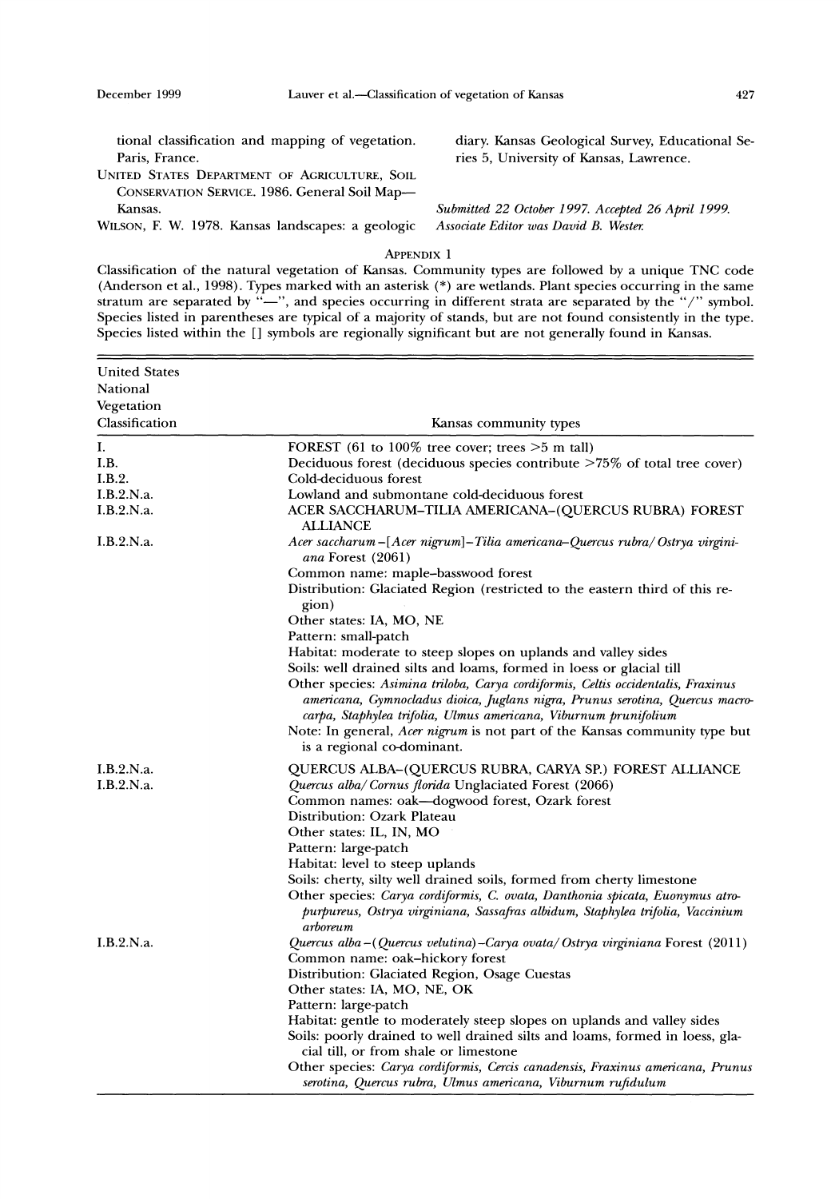tional classification and mapping of vegetation. Paris, France.

UNITED STATES DEPARTMENT OF AGRICULTURE, SOIL CONSERVATION SERVICE. 1986. General Soil Map—Kansas.

WILSON, F. W. 1978. Kansas landscapes: a geologic diary. Kansas Geological Survey, Educational Series 5, University of Kansas, Lawrence.

*Submitted 22 October 1997. Accepted 26 April 1999. Associate Editor was David B. Wester.*

## APPENDIX 1

Classification of the natural vegetation of Kansas. Community types are followed by a unique TNC code (Anderson et al., 1998). Types marked with an asterisk (*) are wetlands. Plant species occurring in the same stratum are separated by "—", and species occurring in different strata are separated by the "/" symbol. Species listed in parentheses are typical of a majority of stands, but are not found consistently in the type. Species listed within the [] symbols are regionally significant but are not generally found in Kansas.

| United States National Vegetation Classification | Kansas community types |
|---|---|
| I. | FOREST (61 to 100% tree cover; trees >5 m tall) |
| I.B. | Deciduous forest (deciduous species contribute >75% of total tree cover) |
| I.B.2. | Cold-deciduous forest |
| I.B.2.N.a. | Lowland and submontane cold-deciduous forest |
| I.B.2.N.a. | ACER SACCHARUM–TILIA AMERICANA–(QUERCUS RUBRA) FOREST ALLIANCE |
| I.B.2.N.a. | *Acer saccharum*–[*Acer nigrum*]–*Tilia americana*–*Quercus rubra*/ *Ostrya virginiana* Forest (2061) |
| | Common name: maple–basswood forest |
| | Distribution: Glaciated Region (restricted to the eastern third of this region) |
| | Other states: IA, MO, NE |
| | Pattern: small-patch |
| | Habitat: moderate to steep slopes on uplands and valley sides |
| | Soils: well drained silts and loams, formed in loess or glacial till |
| | Other species: *Asimina triloba, Carya cordiformis, Celtis occidentalis, Fraxinus americana, Gymnocladus dioica, Juglans nigra, Prunus serotina, Quercus macrocarpa, Staphylea trifolia, Ulmus americana, Viburnum prunifolium* |
| | Note: In general, *Acer nigrum* is not part of the Kansas community type but is a regional co-dominant. |
| I.B.2.N.a. | QUERCUS ALBA–(QUERCUS RUBRA, CARYA SP.) FOREST ALLIANCE |
| I.B.2.N.a. | *Quercus alba*/ *Cornus florida* Unglaciated Forest (2066) |
| | Common names: oak—dogwood forest, Ozark forest |
| | Distribution: Ozark Plateau |
| | Other states: IL, IN, MO |
| | Pattern: large-patch |
| | Habitat: level to steep uplands |
| | Soils: cherty, silty well drained soils, formed from cherty limestone |
| | Other species: *Carya cordiformis, C. ovata, Danthonia spicata, Euonymus atropurpureus, Ostrya virginiana, Sassafras albidum, Staphylea trifolia, Vaccinium arboreum* |
| I.B.2.N.a. | *Quercus alba*–(*Quercus velutina*)–*Carya ovata*/ *Ostrya virginiana* Forest (2011) |
| | Common name: oak–hickory forest |
| | Distribution: Glaciated Region, Osage Cuestas |
| | Other states: IA, MO, NE, OK |
| | Pattern: large-patch |
| | Habitat: gentle to moderately steep slopes on uplands and valley sides |
| | Soils: poorly drained to well drained silts and loams, formed in loess, glacial till, or from shale or limestone |
| | Other species: *Carya cordiformis, Cercis canadensis, Fraxinus americana, Prunus serotina, Quercus rubra, Ulmus americana, Viburnum rufidulum* |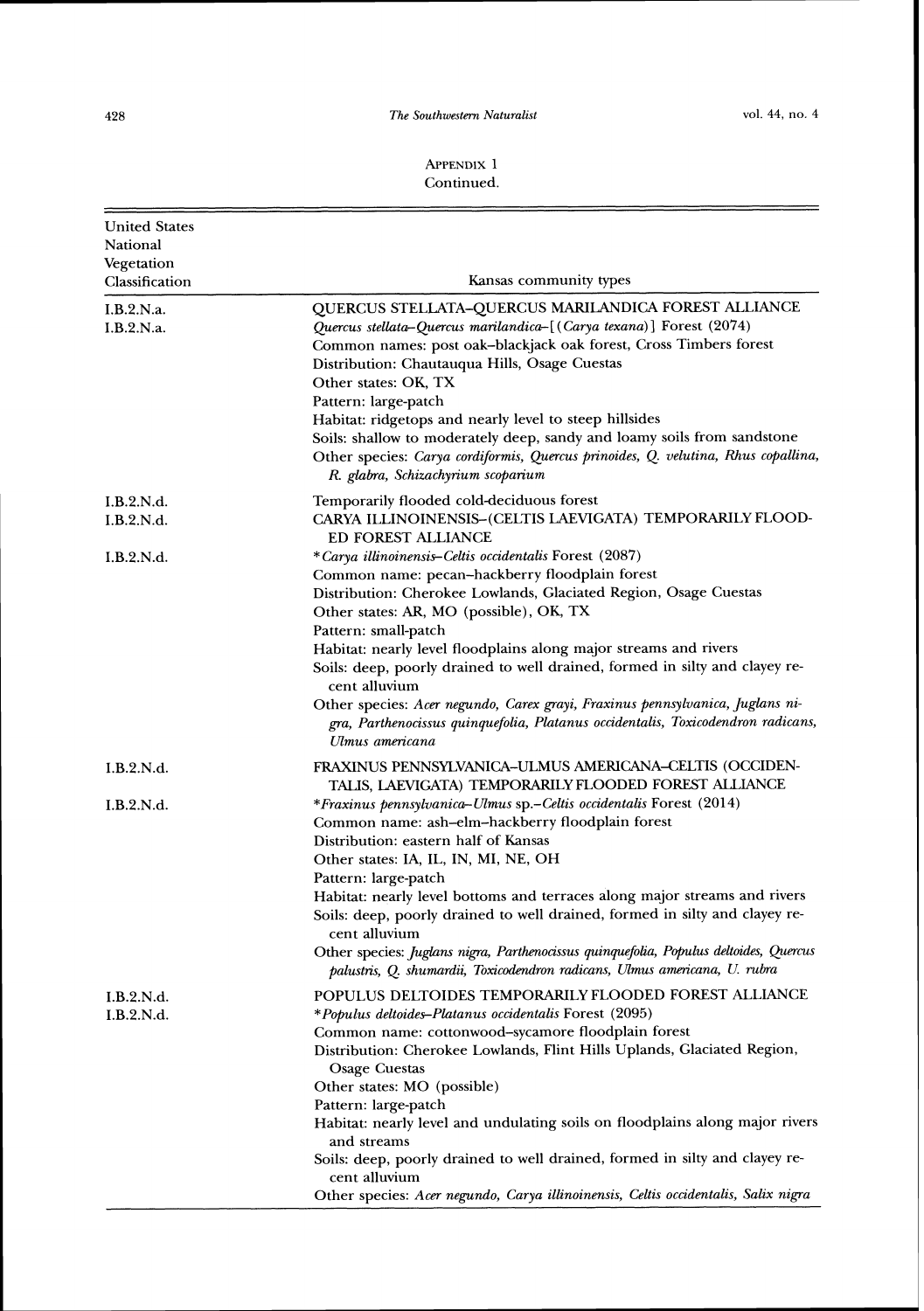APPENDIX 1
Continued.

| United States National Vegetation Classification | Kansas community types |
|---|---|
| I.B.2.N.a. | QUERCUS STELLATA–QUERCUS MARILANDICA FOREST ALLIANCE |
| I.B.2.N.a. | *Quercus stellata–Quercus marilandica*–[(*Carya texana*)] Forest (2074)<br>Common names: post oak–blackjack oak forest, Cross Timbers forest<br>Distribution: Chautauqua Hills, Osage Cuestas<br>Other states: OK, TX<br>Pattern: large-patch<br>Habitat: ridgetops and nearly level to steep hillsides<br>Soils: shallow to moderately deep, sandy and loamy soils from sandstone<br>Other species: *Carya cordiformis, Quercus prinoides, Q. velutina, Rhus copallina, R. glabra, Schizachyrium scoparium* |
| I.B.2.N.d. | Temporarily flooded cold-deciduous forest |
| I.B.2.N.d. | CARYA ILLINOINENSIS–(CELTIS LAEVIGATA) TEMPORARILY FLOODED FOREST ALLIANCE |
| I.B.2.N.d. | **Carya illinoinensis–Celtis occidentalis* Forest (2087)<br>Common name: pecan–hackberry floodplain forest<br>Distribution: Cherokee Lowlands, Glaciated Region, Osage Cuestas<br>Other states: AR, MO (possible), OK, TX<br>Pattern: small-patch<br>Habitat: nearly level floodplains along major streams and rivers<br>Soils: deep, poorly drained to well drained, formed in silty and clayey recent alluvium<br>Other species: *Acer negundo, Carex grayi, Fraxinus pennsylvanica, Juglans nigra, Parthenocissus quinquefolia, Platanus occidentalis, Toxicodendron radicans, Ulmus americana* |
| I.B.2.N.d. | FRAXINUS PENNSYLVANICA–ULMUS AMERICANA–CELTIS (OCCIDENTALIS, LAEVIGATA) TEMPORARILY FLOODED FOREST ALLIANCE |
| I.B.2.N.d. | **Fraxinus pennsylvanica–Ulmus* sp.–*Celtis occidentalis* Forest (2014)<br>Common name: ash–elm–hackberry floodplain forest<br>Distribution: eastern half of Kansas<br>Other states: IA, IL, IN, MI, NE, OH<br>Pattern: large-patch<br>Habitat: nearly level bottoms and terraces along major streams and rivers<br>Soils: deep, poorly drained to well drained, formed in silty and clayey recent alluvium<br>Other species: *Juglans nigra, Parthenocissus quinquefolia, Populus deltoides, Quercus palustris, Q. shumardii, Toxicodendron radicans, Ulmus americana, U. rubra* |
| I.B.2.N.d. | POPULUS DELTOIDES TEMPORARILY FLOODED FOREST ALLIANCE |
| I.B.2.N.d. | **Populus deltoides–Platanus occidentalis* Forest (2095)<br>Common name: cottonwood–sycamore floodplain forest<br>Distribution: Cherokee Lowlands, Flint Hills Uplands, Glaciated Region, Osage Cuestas<br>Other states: MO (possible)<br>Pattern: large-patch<br>Habitat: nearly level and undulating soils on floodplains along major rivers and streams<br>Soils: deep, poorly drained to well drained, formed in silty and clayey recent alluvium<br>Other species: *Acer negundo, Carya illinoinensis, Celtis occidentalis, Salix nigra* |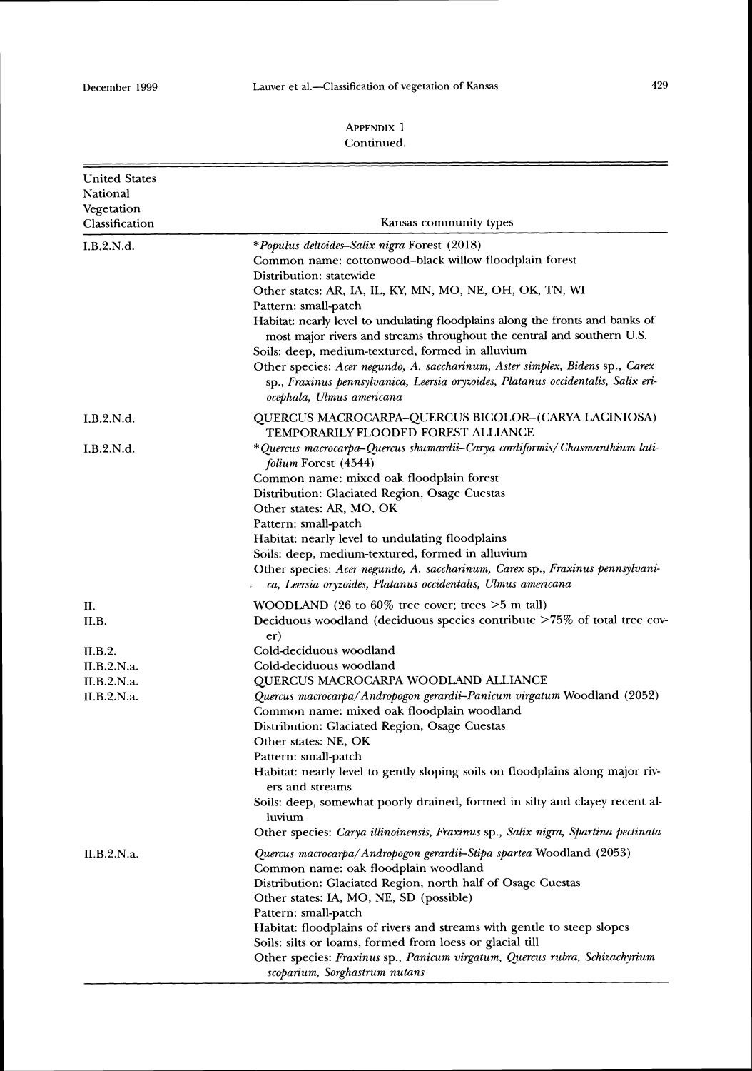APPENDIX 1
Continued.

| United States National Vegetation Classification | Kansas community types |
|---|---|
| I.B.2.N.d. | **Populus deltoides–Salix nigra* Forest (2018)<br>Common name: cottonwood–black willow floodplain forest<br>Distribution: statewide<br>Other states: AR, IA, IL, KY, MN, MO, NE, OH, OK, TN, WI<br>Pattern: small-patch<br>Habitat: nearly level to undulating floodplains along the fronts and banks of most major rivers and streams throughout the central and southern U.S.<br>Soils: deep, medium-textured, formed in alluvium<br>Other species: *Acer negundo, A. saccharinum, Aster simplex, Bidens* sp., *Carex* sp., *Fraxinus pennsylvanica, Leersia oryzoides, Platanus occidentalis, Salix eriocephala, Ulmus americana* |
| I.B.2.N.d. | QUERCUS MACROCARPA–QUERCUS BICOLOR–(CARYA LACINIOSA) TEMPORARILY FLOODED FOREST ALLIANCE |
| I.B.2.N.d. | **Quercus macrocarpa–Quercus shumardii–Carya cordiformis/ Chasmanthium latifolium* Forest (4544)<br>Common name: mixed oak floodplain forest<br>Distribution: Glaciated Region, Osage Cuestas<br>Other states: AR, MO, OK<br>Pattern: small-patch<br>Habitat: nearly level to undulating floodplains<br>Soils: deep, medium-textured, formed in alluvium<br>Other species: *Acer negundo, A. saccharinum, Carex* sp., *Fraxinus pennsylvanica, Leersia oryzoides, Platanus occidentalis, Ulmus americana* |
| II. | WOODLAND (26 to 60% tree cover; trees >5 m tall) |
| II.B. | Deciduous woodland (deciduous species contribute >75% of total tree cover) |
| II.B.2. | Cold-deciduous woodland |
| II.B.2.N.a. | Cold-deciduous woodland |
| II.B.2.N.a. | QUERCUS MACROCARPA WOODLAND ALLIANCE |
| II.B.2.N.a. | *Quercus macrocarpa/ Andropogon gerardii–Panicum virgatum* Woodland (2052)<br>Common name: mixed oak floodplain woodland<br>Distribution: Glaciated Region, Osage Cuestas<br>Other states: NE, OK<br>Pattern: small-patch<br>Habitat: nearly level to gently sloping soils on floodplains along major rivers and streams<br>Soils: deep, somewhat poorly drained, formed in silty and clayey recent alluvium<br>Other species: *Carya illinoinensis, Fraxinus* sp., *Salix nigra, Spartina pectinata* |
| II.B.2.N.a. | *Quercus macrocarpa/ Andropogon gerardii–Stipa spartea* Woodland (2053)<br>Common name: oak floodplain woodland<br>Distribution: Glaciated Region, north half of Osage Cuestas<br>Other states: IA, MO, NE, SD (possible)<br>Pattern: small-patch<br>Habitat: floodplains of rivers and streams with gentle to steep slopes<br>Soils: silts or loams, formed from loess or glacial till<br>Other species: *Fraxinus* sp., *Panicum virgatum, Quercus rubra, Schizachyrium scoparium, Sorghastrum nutans* |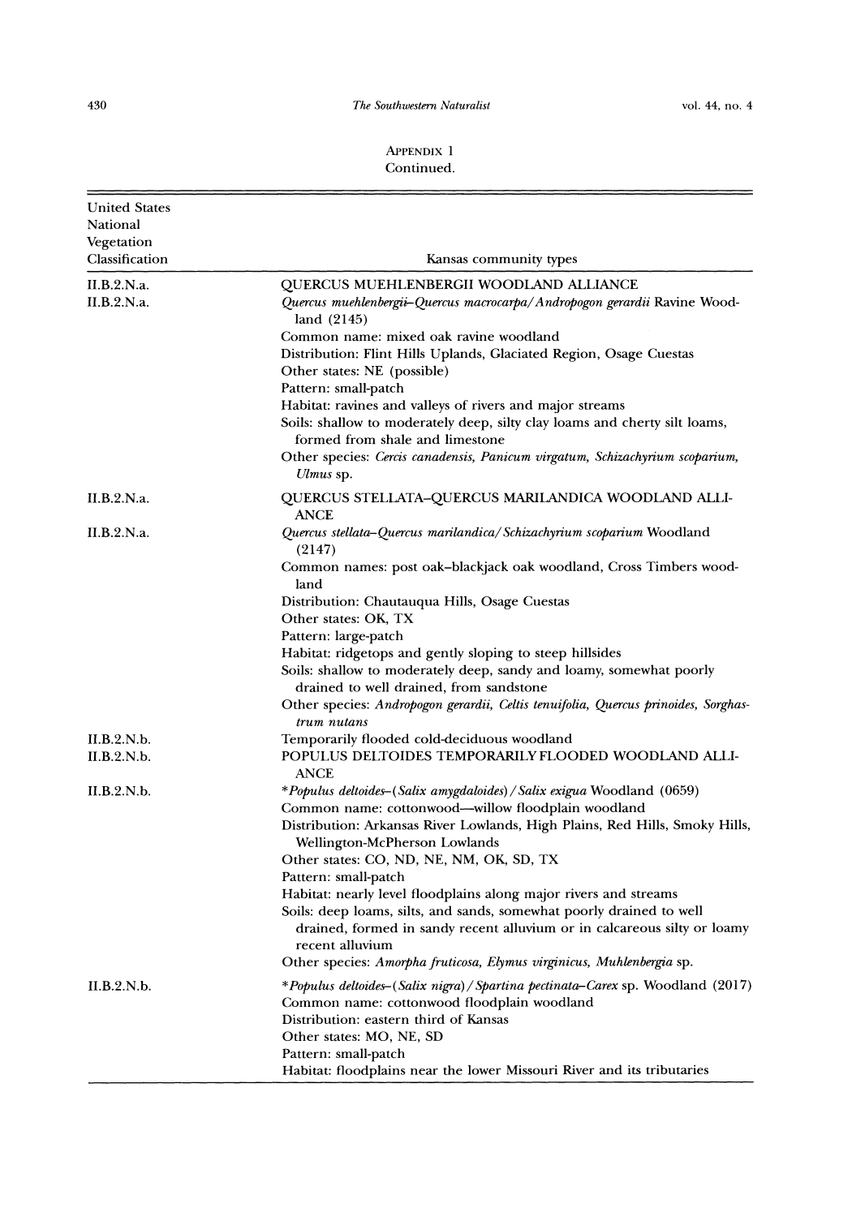APPENDIX 1
Continued.

| United States National Vegetation Classification | Kansas community types |
|---|---|
| II.B.2.N.a. | QUERCUS MUEHLENBERGII WOODLAND ALLIANCE |
| II.B.2.N.a. | *Quercus muehlenbergii–Quercus macrocarpa/Andropogon gerardii* Ravine Woodland (2145)<br>Common name: mixed oak ravine woodland<br>Distribution: Flint Hills Uplands, Glaciated Region, Osage Cuestas<br>Other states: NE (possible)<br>Pattern: small-patch<br>Habitat: ravines and valleys of rivers and major streams<br>Soils: shallow to moderately deep, silty clay loams and cherty silt loams, formed from shale and limestone<br>Other species: *Cercis canadensis, Panicum virgatum, Schizachyrium scoparium, Ulmus* sp. |
| II.B.2.N.a. | QUERCUS STELLATA–QUERCUS MARILANDICA WOODLAND ALLIANCE |
| II.B.2.N.a. | *Quercus stellata–Quercus marilandica/Schizachyrium scoparium* Woodland (2147)<br>Common names: post oak–blackjack oak woodland, Cross Timbers woodland<br>Distribution: Chautauqua Hills, Osage Cuestas<br>Other states: OK, TX<br>Pattern: large-patch<br>Habitat: ridgetops and gently sloping to steep hillsides<br>Soils: shallow to moderately deep, sandy and loamy, somewhat poorly drained to well drained, from sandstone<br>Other species: *Andropogon gerardii, Celtis tenuifolia, Quercus prinoides, Sorghastrum nutans* |
| II.B.2.N.b. | Temporarily flooded cold-deciduous woodland |
| II.B.2.N.b. | POPULUS DELTOIDES TEMPORARILY FLOODED WOODLAND ALLIANCE |
| II.B.2.N.b. | \**Populus deltoides–(Salix amygdaloides)/Salix exigua* Woodland (0659)<br>Common name: cottonwood—willow floodplain woodland<br>Distribution: Arkansas River Lowlands, High Plains, Red Hills, Smoky Hills, Wellington-McPherson Lowlands<br>Other states: CO, ND, NE, NM, OK, SD, TX<br>Pattern: small-patch<br>Habitat: nearly level floodplains along major rivers and streams<br>Soils: deep loams, silts, and sands, somewhat poorly drained to well drained, formed in sandy recent alluvium or in calcareous silty or loamy recent alluvium<br>Other species: *Amorpha fruticosa, Elymus virginicus, Muhlenbergia* sp. |
| II.B.2.N.b. | \**Populus deltoides–(Salix nigra)/Spartina pectinata–Carex* sp. Woodland (2017)<br>Common name: cottonwood floodplain woodland<br>Distribution: eastern third of Kansas<br>Other states: MO, NE, SD<br>Pattern: small-patch<br>Habitat: floodplains near the lower Missouri River and its tributaries |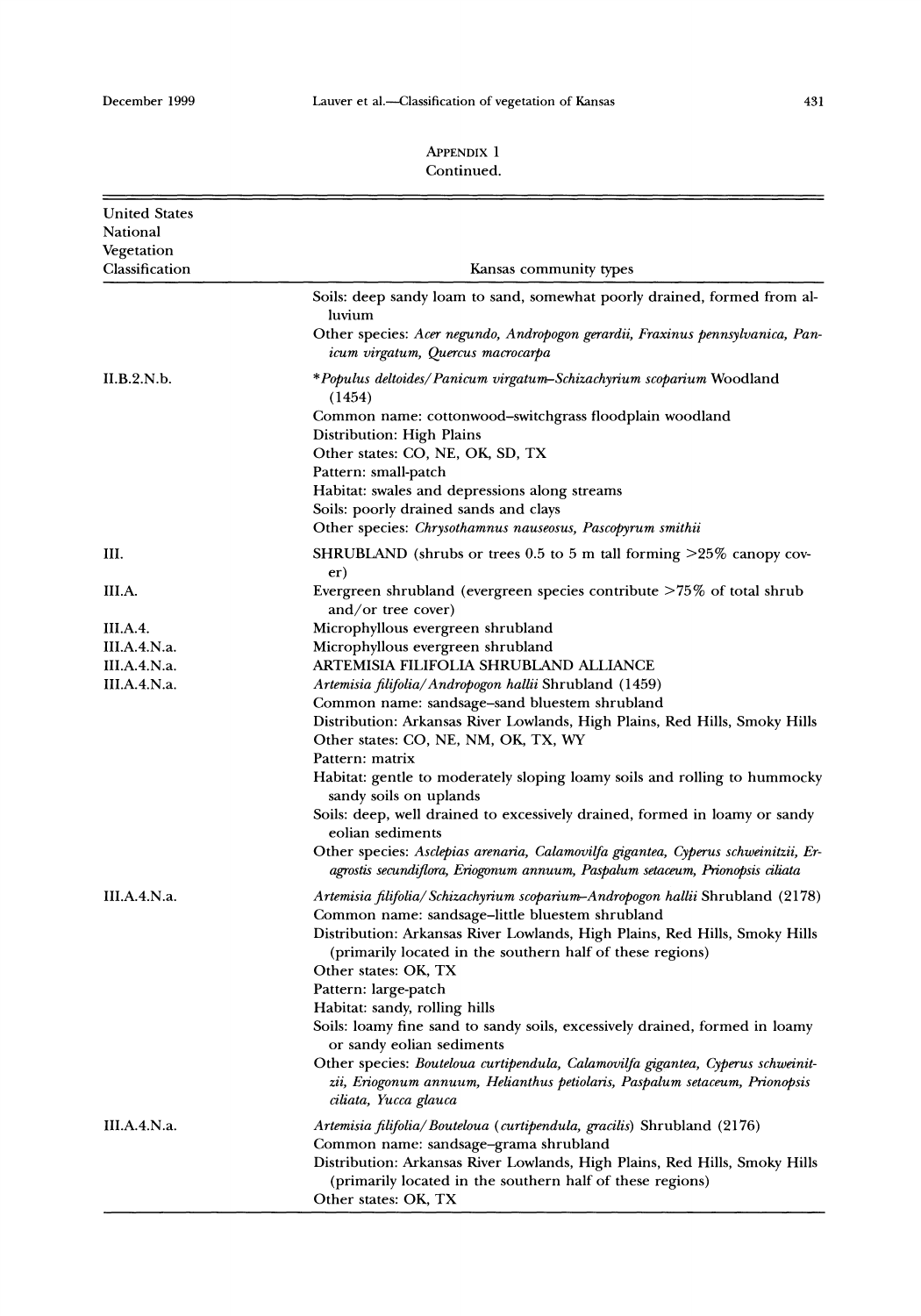APPENDIX 1
Continued.

| United States National Vegetation Classification | Kansas community types |
|---|---|
| | Soils: deep sandy loam to sand, somewhat poorly drained, formed from alluvium<br>Other species: *Acer negundo, Andropogon gerardii, Fraxinus pennsylvanica, Panicum virgatum, Quercus macrocarpa* |
| II.B.2.N.b. | **Populus deltoides/Panicum virgatum–Schizachyrium scoparium* Woodland (1454)<br>Common name: cottonwood–switchgrass floodplain woodland<br>Distribution: High Plains<br>Other states: CO, NE, OK, SD, TX<br>Pattern: small-patch<br>Habitat: swales and depressions along streams<br>Soils: poorly drained sands and clays<br>Other species: *Chrysothamnus nauseosus, Pascopyrum smithii* |
| III. | SHRUBLAND (shrubs or trees 0.5 to 5 m tall forming >25% canopy cover) |
| III.A. | Evergreen shrubland (evergreen species contribute >75% of total shrub and/or tree cover) |
| III.A.4. | Microphyllous evergreen shrubland |
| III.A.4.N.a. | Microphyllous evergreen shrubland |
| III.A.4.N.a. | ARTEMISIA FILIFOLIA SHRUBLAND ALLIANCE |
| III.A.4.N.a. | *Artemisia filifolia/Andropogon hallii* Shrubland (1459)<br>Common name: sandsage–sand bluestem shrubland<br>Distribution: Arkansas River Lowlands, High Plains, Red Hills, Smoky Hills<br>Other states: CO, NE, NM, OK, TX, WY<br>Pattern: matrix<br>Habitat: gentle to moderately sloping loamy soils and rolling to hummocky sandy soils on uplands<br>Soils: deep, well drained to excessively drained, formed in loamy or sandy eolian sediments<br>Other species: *Asclepias arenaria, Calamovilfa gigantea, Cyperus schweinitzii, Eragrostis secundiflora, Eriogonum annuum, Paspalum setaceum, Prionopsis ciliata* |
| III.A.4.N.a. | *Artemisia filifolia/Schizachyrium scoparium–Andropogon hallii* Shrubland (2178)<br>Common name: sandsage–little bluestem shrubland<br>Distribution: Arkansas River Lowlands, High Plains, Red Hills, Smoky Hills (primarily located in the southern half of these regions)<br>Other states: OK, TX<br>Pattern: large-patch<br>Habitat: sandy, rolling hills<br>Soils: loamy fine sand to sandy soils, excessively drained, formed in loamy or sandy eolian sediments<br>Other species: *Bouteloua curtipendula, Calamovilfa gigantea, Cyperus schweinitzii, Eriogonum annuum, Helianthus petiolaris, Paspalum setaceum, Prionopsis ciliata, Yucca glauca* |
| III.A.4.N.a. | *Artemisia filifolia/Bouteloua (curtipendula, gracilis)* Shrubland (2176)<br>Common name: sandsage–grama shrubland<br>Distribution: Arkansas River Lowlands, High Plains, Red Hills, Smoky Hills (primarily located in the southern half of these regions)<br>Other states: OK, TX |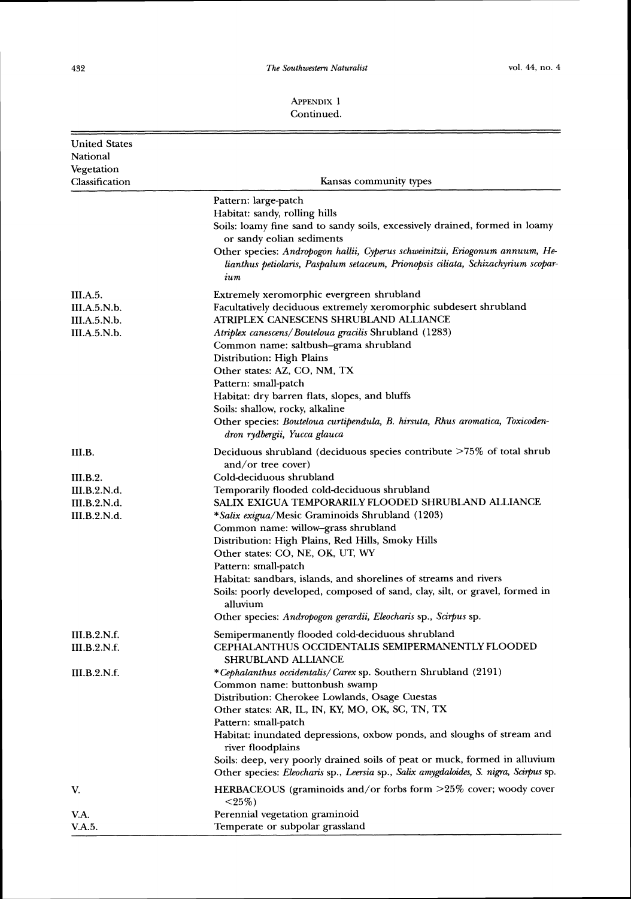APPENDIX 1
Continued.

| United States National Vegetation Classification | Kansas community types |
|---|---|
| | Pattern: large-patch |
| | Habitat: sandy, rolling hills |
| | Soils: loamy fine sand to sandy soils, excessively drained, formed in loamy or sandy eolian sediments |
| | Other species: *Andropogon hallii, Cyperus schweinitzii, Eriogonum annuum, Helianthus petiolaris, Paspalum setaceum, Prionopsis ciliata, Schizachyrium scoparium* |
| III.A.5. | Extremely xeromorphic evergreen shrubland |
| III.A.5.N.b. | Facultatively deciduous extremely xeromorphic subdesert shrubland |
| III.A.5.N.b. | ATRIPLEX CANESCENS SHRUBLAND ALLIANCE |
| III.A.5.N.b. | *Atriplex canescens/Bouteloua gracilis* Shrubland (1283) |
| | Common name: saltbush–grama shrubland |
| | Distribution: High Plains |
| | Other states: AZ, CO, NM, TX |
| | Pattern: small-patch |
| | Habitat: dry barren flats, slopes, and bluffs |
| | Soils: shallow, rocky, alkaline |
| | Other species: *Bouteloua curtipendula, B. hirsuta, Rhus aromatica, Toxicodendron rydbergii, Yucca glauca* |
| III.B. | Deciduous shrubland (deciduous species contribute >75% of total shrub and/or tree cover) |
| III.B.2. | Cold-deciduous shrubland |
| III.B.2.N.d. | Temporarily flooded cold-deciduous shrubland |
| III.B.2.N.d. | SALIX EXIGUA TEMPORARILY FLOODED SHRUBLAND ALLIANCE |
| III.B.2.N.d. | **Salix exigua*/Mesic Graminoids Shrubland (1203) |
| | Common name: willow–grass shrubland |
| | Distribution: High Plains, Red Hills, Smoky Hills |
| | Other states: CO, NE, OK, UT, WY |
| | Pattern: small-patch |
| | Habitat: sandbars, islands, and shorelines of streams and rivers |
| | Soils: poorly developed, composed of sand, clay, silt, or gravel, formed in alluvium |
| | Other species: *Andropogon gerardii, Eleocharis* sp., *Scirpus* sp. |
| III.B.2.N.f. | Semipermanently flooded cold-deciduous shrubland |
| III.B.2.N.f. | CEPHALANTHUS OCCIDENTALIS SEMIPERMANENTLY FLOODED SHRUBLAND ALLIANCE |
| III.B.2.N.f. | **Cephalanthus occidentalis/Carex* sp. Southern Shrubland (2191) |
| | Common name: buttonbush swamp |
| | Distribution: Cherokee Lowlands, Osage Cuestas |
| | Other states: AR, IL, IN, KY, MO, OK, SC, TN, TX |
| | Pattern: small-patch |
| | Habitat: inundated depressions, oxbow ponds, and sloughs of stream and river floodplains |
| | Soils: deep, very poorly drained soils of peat or muck, formed in alluvium |
| | Other species: *Eleocharis* sp., *Leersia* sp., *Salix amygdaloides, S. nigra, Scirpus* sp. |
| V. | HERBACEOUS (graminoids and/or forbs form >25% cover; woody cover <25%) |
| V.A. | Perennial vegetation graminoid |
| V.A.5. | Temperate or subpolar grassland |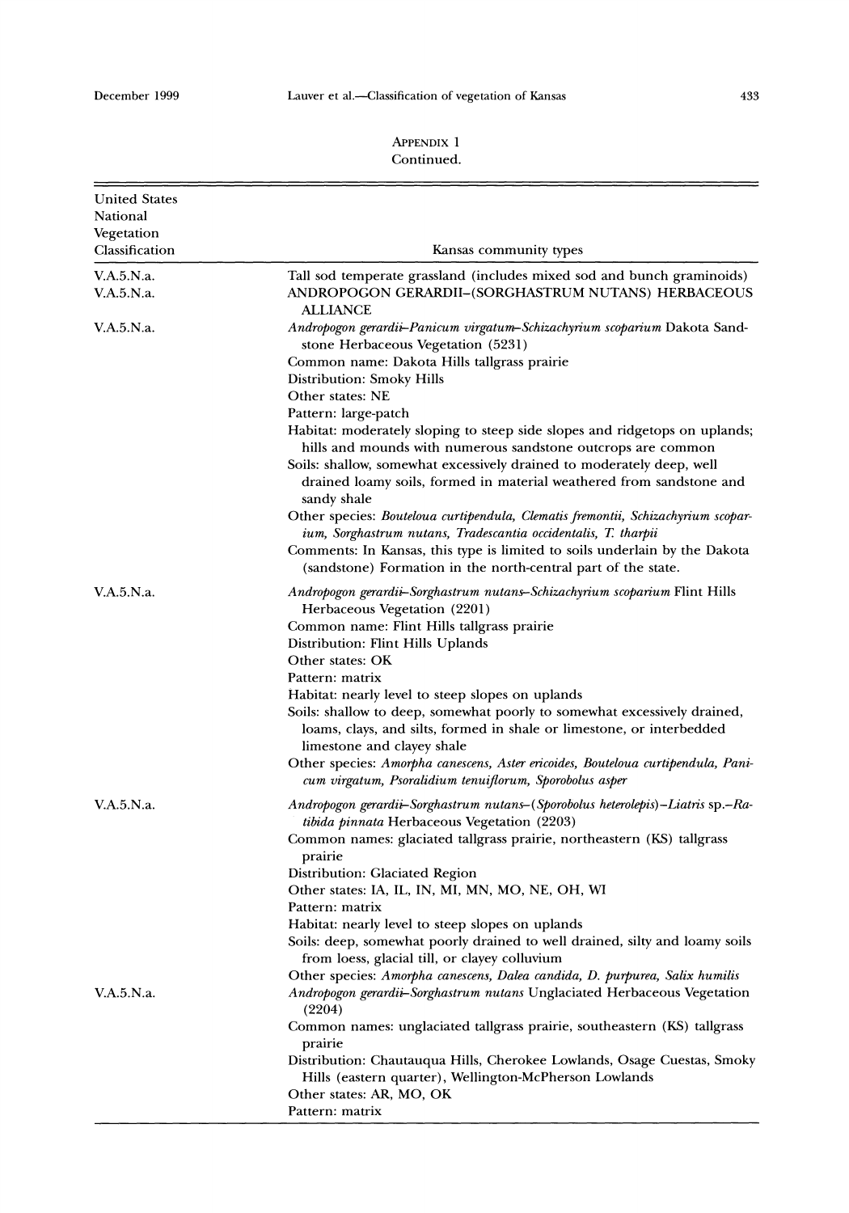APPENDIX 1
Continued.

| United States National Vegetation Classification | Kansas community types |
|---|---|
| V.A.5.N.a. | Tall sod temperate grassland (includes mixed sod and bunch graminoids) |
| V.A.5.N.a. | ANDROPOGON GERARDII–(SORGHASTRUM NUTANS) HERBACEOUS ALLIANCE |
| V.A.5.N.a. | *Andropogon gerardii–Panicum virgatum–Schizachyrium scoparium* Dakota Sandstone Herbaceous Vegetation (5231)<br>Common name: Dakota Hills tallgrass prairie<br>Distribution: Smoky Hills<br>Other states: NE<br>Pattern: large-patch<br>Habitat: moderately sloping to steep side slopes and ridgetops on uplands; hills and mounds with numerous sandstone outcrops are common<br>Soils: shallow, somewhat excessively drained to moderately deep, well drained loamy soils, formed in material weathered from sandstone and sandy shale<br>Other species: *Bouteloua curtipendula, Clematis fremontii, Schizachyrium scoparium, Sorghastrum nutans, Tradescantia occidentalis, T. tharpii*<br>Comments: In Kansas, this type is limited to soils underlain by the Dakota (sandstone) Formation in the north-central part of the state. |
| V.A.5.N.a. | *Andropogon gerardii–Sorghastrum nutans–Schizachyrium scoparium* Flint Hills Herbaceous Vegetation (2201)<br>Common name: Flint Hills tallgrass prairie<br>Distribution: Flint Hills Uplands<br>Other states: OK<br>Pattern: matrix<br>Habitat: nearly level to steep slopes on uplands<br>Soils: shallow to deep, somewhat poorly to somewhat excessively drained, loams, clays, and silts, formed in shale or limestone, or interbedded limestone and clayey shale<br>Other species: *Amorpha canescens, Aster ericoides, Bouteloua curtipendula, Panicum virgatum, Psoralidium tenuiflorum, Sporobolus asper* |
| V.A.5.N.a. | *Andropogon gerardii–Sorghastrum nutans–(Sporobolus heterolepis)–Liatris* sp.*–Ratibida pinnata* Herbaceous Vegetation (2203)<br>Common names: glaciated tallgrass prairie, northeastern (KS) tallgrass prairie<br>Distribution: Glaciated Region<br>Other states: IA, IL, IN, MI, MN, MO, NE, OH, WI<br>Pattern: matrix<br>Habitat: nearly level to steep slopes on uplands<br>Soils: deep, somewhat poorly drained to well drained, silty and loamy soils from loess, glacial till, or clayey colluvium<br>Other species: *Amorpha canescens, Dalea candida, D. purpurea, Salix humilis* |
| V.A.5.N.a. | *Andropogon gerardii–Sorghastrum nutans* Unglaciated Herbaceous Vegetation (2204)<br>Common names: unglaciated tallgrass prairie, southeastern (KS) tallgrass prairie<br>Distribution: Chautauqua Hills, Cherokee Lowlands, Osage Cuestas, Smoky Hills (eastern quarter), Wellington-McPherson Lowlands<br>Other states: AR, MO, OK<br>Pattern: matrix |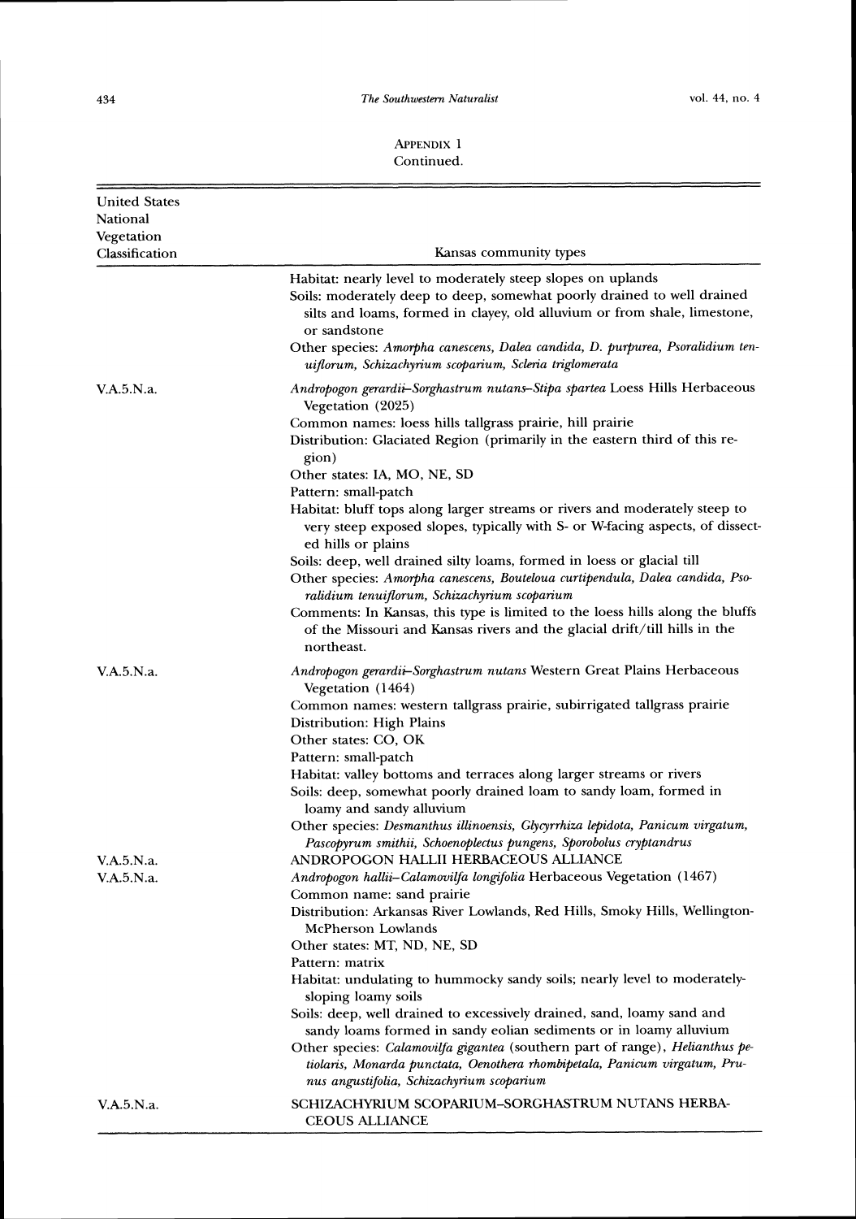APPENDIX 1
Continued.

| United States National Vegetation Classification | Kansas community types |
|---|---|
| | Habitat: nearly level to moderately steep slopes on uplands<br>Soils: moderately deep to deep, somewhat poorly drained to well drained silts and loams, formed in clayey, old alluvium or from shale, limestone, or sandstone<br>Other species: *Amorpha canescens, Dalea candida, D. purpurea, Psoralidium tenuiflorum, Schizachyrium scoparium, Scleria triglomerata* |
| V.A.5.N.a. | *Andropogon gerardii–Sorghastrum nutans–Stipa spartea* Loess Hills Herbaceous Vegetation (2025)<br>Common names: loess hills tallgrass prairie, hill prairie<br>Distribution: Glaciated Region (primarily in the eastern third of this region)<br>Other states: IA, MO, NE, SD<br>Pattern: small-patch<br>Habitat: bluff tops along larger streams or rivers and moderately steep to very steep exposed slopes, typically with S- or W-facing aspects, of dissected hills or plains<br>Soils: deep, well drained silty loams, formed in loess or glacial till<br>Other species: *Amorpha canescens, Bouteloua curtipendula, Dalea candida, Psoralidium tenuiflorum, Schizachyrium scoparium*<br>Comments: In Kansas, this type is limited to the loess hills along the bluffs of the Missouri and Kansas rivers and the glacial drift/till hills in the northeast. |
| V.A.5.N.a. | *Andropogon gerardii–Sorghastrum nutans* Western Great Plains Herbaceous Vegetation (1464)<br>Common names: western tallgrass prairie, subirrigated tallgrass prairie<br>Distribution: High Plains<br>Other states: CO, OK<br>Pattern: small-patch<br>Habitat: valley bottoms and terraces along larger streams or rivers<br>Soils: deep, somewhat poorly drained loam to sandy loam, formed in loamy and sandy alluvium<br>Other species: *Desmanthus illinoensis, Glycyrrhiza lepidota, Panicum virgatum, Pascopyrum smithii, Schoenoplectus pungens, Sporobolus cryptandrus* |
| V.A.5.N.a. | ANDROPOGON HALLII HERBACEOUS ALLIANCE |
| V.A.5.N.a. | *Andropogon hallii–Calamovilfa longifolia* Herbaceous Vegetation (1467)<br>Common name: sand prairie<br>Distribution: Arkansas River Lowlands, Red Hills, Smoky Hills, Wellington-McPherson Lowlands<br>Other states: MT, ND, NE, SD<br>Pattern: matrix<br>Habitat: undulating to hummocky sandy soils; nearly level to moderately-sloping loamy soils<br>Soils: deep, well drained to excessively drained, sand, loamy sand and sandy loams formed in sandy eolian sediments or in loamy alluvium<br>Other species: *Calamovilfa gigantea* (southern part of range), *Helianthus petiolaris, Monarda punctata, Oenothera rhombipetala, Panicum virgatum, Prunus angustifolia, Schizachyrium scoparium* |
| V.A.5.N.a. | SCHIZACHYRIUM SCOPARIUM–SORGHASTRUM NUTANS HERBACEOUS ALLIANCE |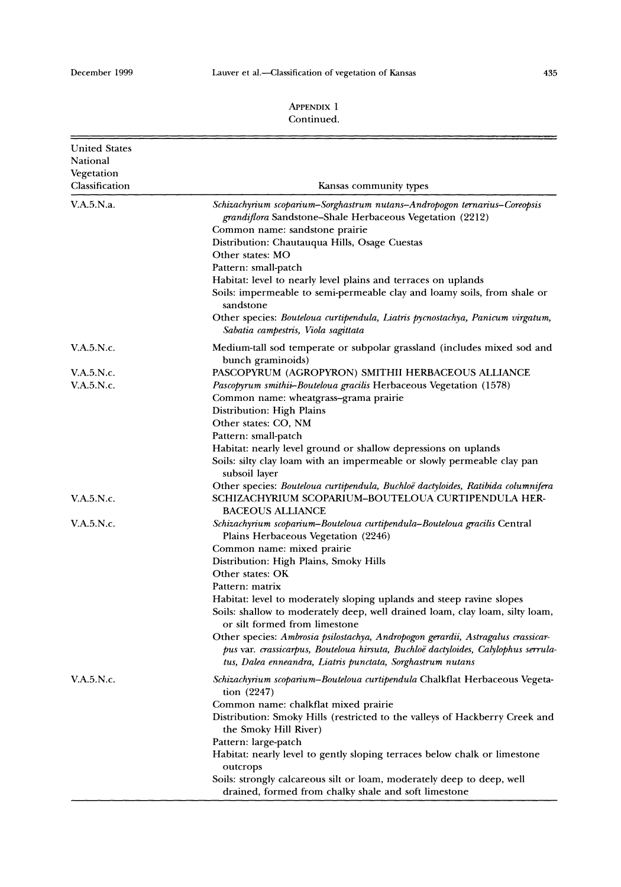APPENDIX 1
Continued.

| United States National Vegetation Classification | Kansas community types |
|---|---|
| V.A.5.N.a. | *Schizachyrium scoparium–Sorghastrum nutans–Andropogon ternarius–Coreopsis grandiflora* Sandstone–Shale Herbaceous Vegetation (2212)<br>Common name: sandstone prairie<br>Distribution: Chautauqua Hills, Osage Cuestas<br>Other states: MO<br>Pattern: small-patch<br>Habitat: level to nearly level plains and terraces on uplands<br>Soils: impermeable to semi-permeable clay and loamy soils, from shale or sandstone<br>Other species: *Bouteloua curtipendula, Liatris pycnostachya, Panicum virgatum, Sabatia campestris, Viola sagittata* |
| V.A.5.N.c. | Medium-tall sod temperate or subpolar grassland (includes mixed sod and bunch graminoids) |
| V.A.5.N.c. | PASCOPYRUM (AGROPYRON) SMITHII HERBACEOUS ALLIANCE |
| V.A.5.N.c. | *Pascopyrum smithii–Bouteloua gracilis* Herbaceous Vegetation (1578)<br>Common name: wheatgrass–grama prairie<br>Distribution: High Plains<br>Other states: CO, NM<br>Pattern: small-patch<br>Habitat: nearly level ground or shallow depressions on uplands<br>Soils: silty clay loam with an impermeable or slowly permeable clay pan subsoil layer<br>Other species: *Bouteloua curtipendula, Buchloë dactyloides, Ratibida columnifera* |
| V.A.5.N.c. | SCHIZACHYRIUM SCOPARIUM–BOUTELOUA CURTIPENDULA HERBACEOUS ALLIANCE |
| V.A.5.N.c. | *Schizachyrium scoparium–Bouteloua curtipendula–Bouteloua gracilis* Central Plains Herbaceous Vegetation (2246)<br>Common name: mixed prairie<br>Distribution: High Plains, Smoky Hills<br>Other states: OK<br>Pattern: matrix<br>Habitat: level to moderately sloping uplands and steep ravine slopes<br>Soils: shallow to moderately deep, well drained loam, clay loam, silty loam, or silt formed from limestone<br>Other species: *Ambrosia psilostachya, Andropogon gerardii, Astragalus crassicarpus* var. *crassicarpus, Bouteloua hirsuta, Buchloë dactyloides, Calylophus serrulatus, Dalea enneandra, Liatris punctata, Sorghastrum nutans* |
| V.A.5.N.c. | *Schizachyrium scoparium–Bouteloua curtipendula* Chalkflat Herbaceous Vegetation (2247)<br>Common name: chalkflat mixed prairie<br>Distribution: Smoky Hills (restricted to the valleys of Hackberry Creek and the Smoky Hill River)<br>Pattern: large-patch<br>Habitat: nearly level to gently sloping terraces below chalk or limestone outcrops<br>Soils: strongly calcareous silt or loam, moderately deep to deep, well drained, formed from chalky shale and soft limestone |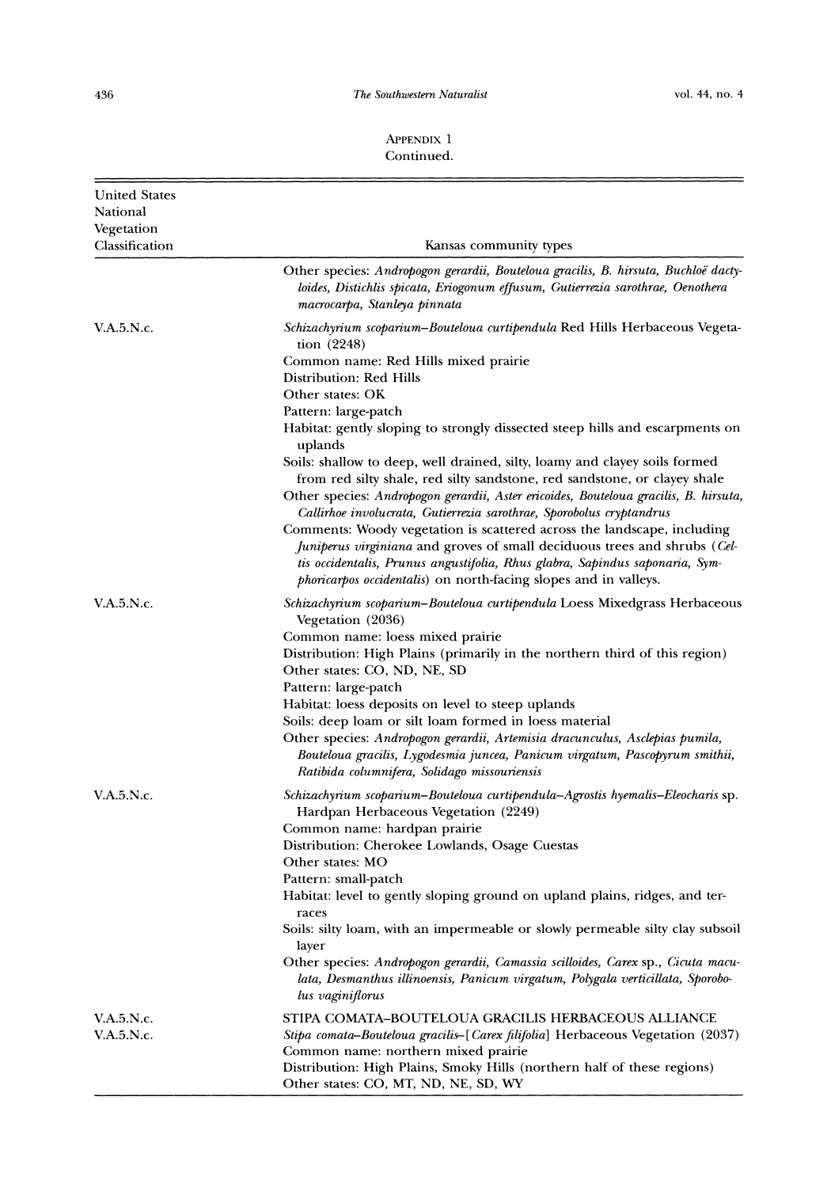APPENDIX 1
Continued.

| United States National Vegetation Classification | Kansas community types |
|---|---|
| | Other species: *Andropogon gerardii, Bouteloua gracilis, B. hirsuta, Buchloë dactyloides, Distichlis spicata, Eriogonum effusum, Gutierrezia sarothrae, Oenothera macrocarpa, Stanleya pinnata* |
| V.A.5.N.c. | *Schizachyrium scoparium–Bouteloua curtipendula* Red Hills Herbaceous Vegetation (2248)<br>Common name: Red Hills mixed prairie<br>Distribution: Red Hills<br>Other states: OK<br>Pattern: large-patch<br>Habitat: gently sloping to strongly dissected steep hills and escarpments on uplands<br>Soils: shallow to deep, well drained, silty, loamy and clayey soils formed from red silty shale, red silty sandstone, red sandstone, or clayey shale<br>Other species: *Andropogon gerardii, Aster ericoides, Bouteloua gracilis, B. hirsuta, Callirhoe involucrata, Gutierrezia sarothrae, Sporobolus cryptandrus*<br>Comments: Woody vegetation is scattered across the landscape, including *Juniperus virginiana* and groves of small deciduous trees and shrubs (*Celtis occidentalis, Prunus angustifolia, Rhus glabra, Sapindus saponaria, Symphoricarpos occidentalis*) on north-facing slopes and in valleys. |
| V.A.5.N.c. | *Schizachyrium scoparium–Bouteloua curtipendula* Loess Mixedgrass Herbaceous Vegetation (2036)<br>Common name: loess mixed prairie<br>Distribution: High Plains (primarily in the northern third of this region)<br>Other states: CO, ND, NE, SD<br>Pattern: large-patch<br>Habitat: loess deposits on level to steep uplands<br>Soils: deep loam or silt loam formed in loess material<br>Other species: *Andropogon gerardii, Artemisia dracunculus, Asclepias pumila, Bouteloua gracilis, Lygodesmia juncea, Panicum virgatum, Pascopyrum smithii, Ratibida columnifera, Solidago missouriensis* |
| V.A.5.N.c. | *Schizachyrium scoparium–Bouteloua curtipendula–Agrostis hyemalis–Eleocharis* sp. Hardpan Herbaceous Vegetation (2249)<br>Common name: hardpan prairie<br>Distribution: Cherokee Lowlands, Osage Cuestas<br>Other states: MO<br>Pattern: small-patch<br>Habitat: level to gently sloping ground on upland plains, ridges, and terraces<br>Soils: silty loam, with an impermeable or slowly permeable silty clay subsoil layer<br>Other species: *Andropogon gerardii, Camassia scilloides, Carex* sp., *Cicuta maculata, Desmanthus illinoensis, Panicum virgatum, Polygala verticillata, Sporobolus vaginiflorus* |
| V.A.5.N.c. | STIPA COMATA–BOUTELOUA GRACILIS HERBACEOUS ALLIANCE |
| V.A.5.N.c. | *Stipa comata–Bouteloua gracilis–*[*Carex filifolia*] Herbaceous Vegetation (2037)<br>Common name: northern mixed prairie<br>Distribution: High Plains, Smoky Hills (northern half of these regions)<br>Other states: CO, MT, ND, NE, SD, WY |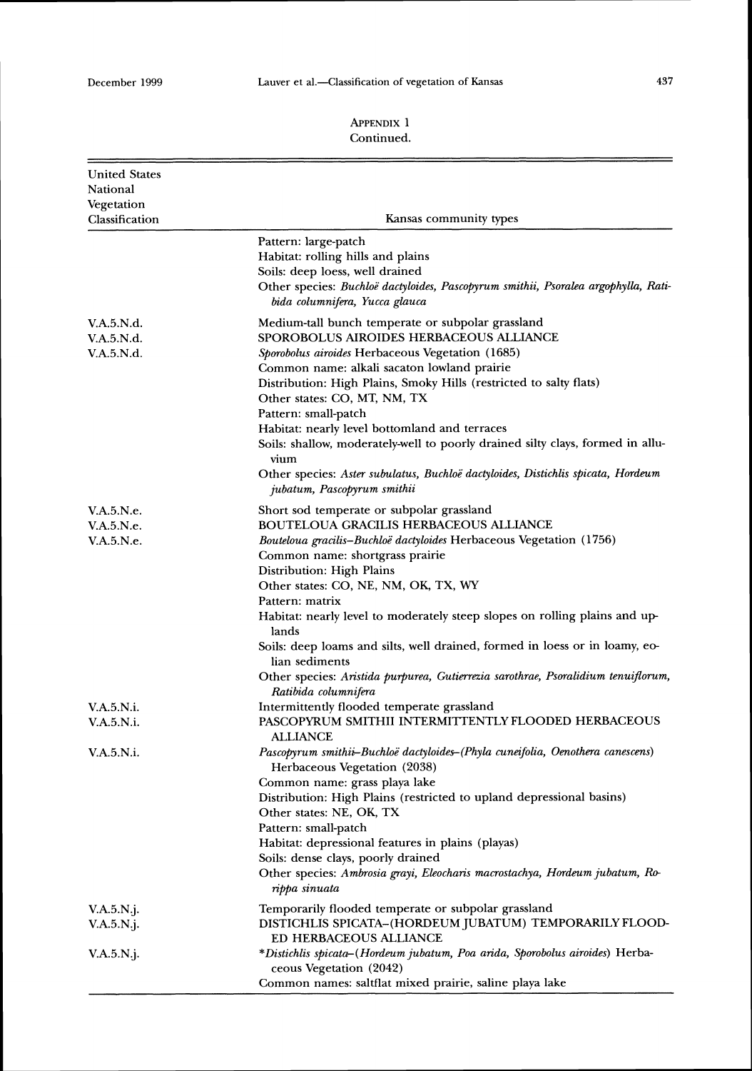APPENDIX 1
Continued.

| United States National Vegetation Classification | Kansas community types |
|---|---|
| | Pattern: large-patch |
| | Habitat: rolling hills and plains |
| | Soils: deep loess, well drained |
| | Other species: *Buchloë dactyloides, Pascopyrum smithii, Psoralea argophylla, Ratibida columnifera, Yucca glauca* |
| V.A.5.N.d. | Medium-tall bunch temperate or subpolar grassland |
| V.A.5.N.d. | SPOROBOLUS AIROIDES HERBACEOUS ALLIANCE |
| V.A.5.N.d. | *Sporobolus airoides* Herbaceous Vegetation (1685) |
| | Common name: alkali sacaton lowland prairie |
| | Distribution: High Plains, Smoky Hills (restricted to salty flats) |
| | Other states: CO, MT, NM, TX |
| | Pattern: small-patch |
| | Habitat: nearly level bottomland and terraces |
| | Soils: shallow, moderately-well to poorly drained silty clays, formed in alluvium |
| | Other species: *Aster subulatus, Buchloë dactyloides, Distichlis spicata, Hordeum jubatum, Pascopyrum smithii* |
| V.A.5.N.e. | Short sod temperate or subpolar grassland |
| V.A.5.N.e. | BOUTELOUA GRACILIS HERBACEOUS ALLIANCE |
| V.A.5.N.e. | *Bouteloua gracilis–Buchloë dactyloides* Herbaceous Vegetation (1756) |
| | Common name: shortgrass prairie |
| | Distribution: High Plains |
| | Other states: CO, NE, NM, OK, TX, WY |
| | Pattern: matrix |
| | Habitat: nearly level to moderately steep slopes on rolling plains and uplands |
| | Soils: deep loams and silts, well drained, formed in loess or in loamy, eolian sediments |
| | Other species: *Aristida purpurea, Gutierrezia sarothrae, Psoralidium tenuiflorum, Ratibida columnifera* |
| V.A.5.N.i. | Intermittently flooded temperate grassland |
| V.A.5.N.i. | PASCOPYRUM SMITHII INTERMITTENTLY FLOODED HERBACEOUS ALLIANCE |
| V.A.5.N.i. | *Pascopyrum smithii–Buchloë dactyloides–(Phyla cuneifolia, Oenothera canescens)* Herbaceous Vegetation (2038) |
| | Common name: grass playa lake |
| | Distribution: High Plains (restricted to upland depressional basins) |
| | Other states: NE, OK, TX |
| | Pattern: small-patch |
| | Habitat: depressional features in plains (playas) |
| | Soils: dense clays, poorly drained |
| | Other species: *Ambrosia grayi, Eleocharis macrostachya, Hordeum jubatum, Rorippa sinuata* |
| V.A.5.N.j. | Temporarily flooded temperate or subpolar grassland |
| V.A.5.N.j. | DISTICHLIS SPICATA–(HORDEUM JUBATUM) TEMPORARILY FLOODED HERBACEOUS ALLIANCE |
| V.A.5.N.j. | **Distichlis spicata–(Hordeum jubatum, Poa arida, Sporobolus airoides)* Herbaceous Vegetation (2042) |
| | Common names: saltflat mixed prairie, saline playa lake |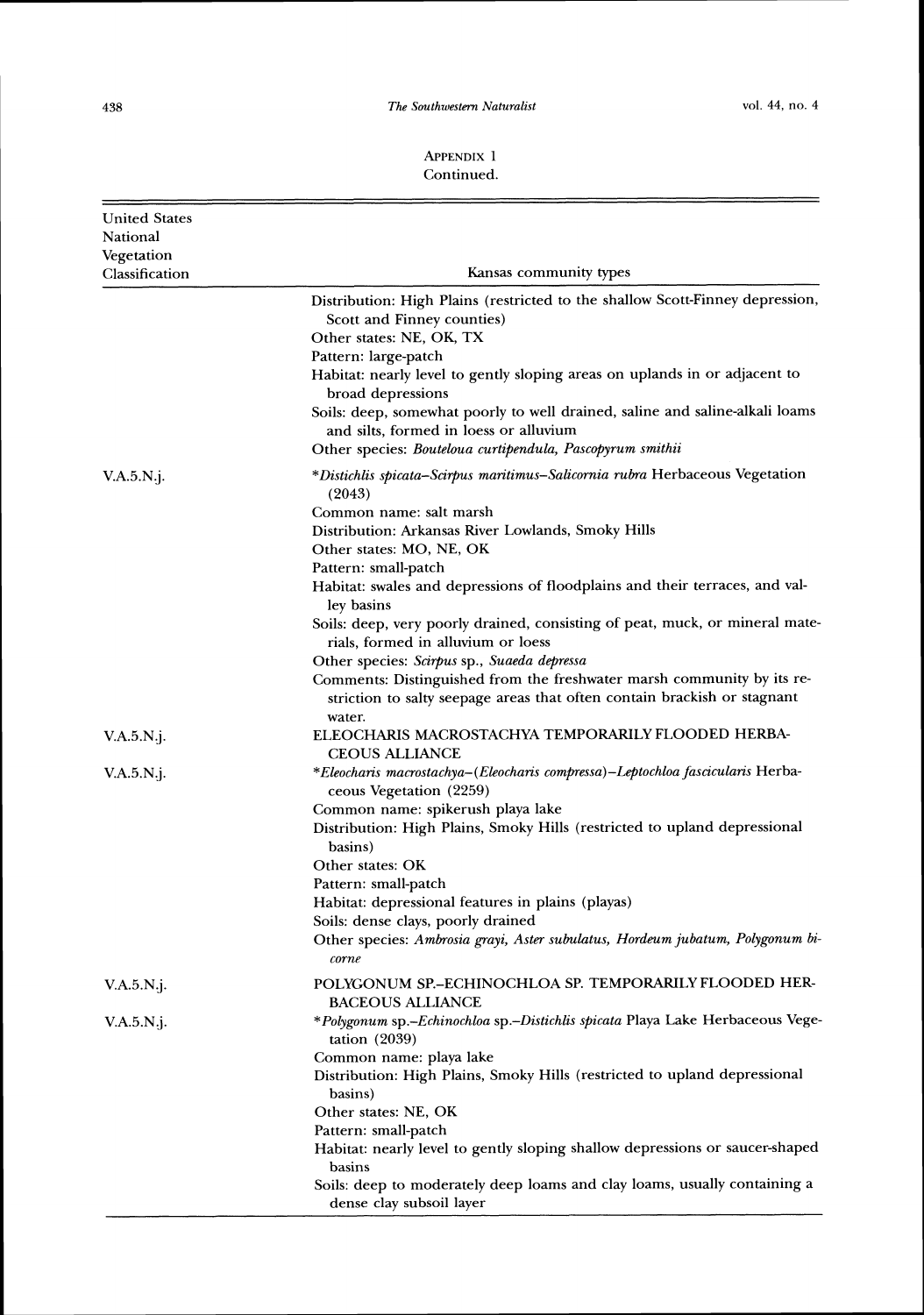APPENDIX 1
Continued.

| United States National Vegetation Classification | Kansas community types |
|---|---|
| | Distribution: High Plains (restricted to the shallow Scott-Finney depression, Scott and Finney counties)<br>Other states: NE, OK, TX<br>Pattern: large-patch<br>Habitat: nearly level to gently sloping areas on uplands in or adjacent to broad depressions<br>Soils: deep, somewhat poorly to well drained, saline and saline-alkali loams and silts, formed in loess or alluvium<br>Other species: *Bouteloua curtipendula, Pascopyrum smithii* |
| V.A.5.N.j. | **Distichlis spicata–Scirpus maritimus–Salicornia rubra* Herbaceous Vegetation (2043)<br>Common name: salt marsh<br>Distribution: Arkansas River Lowlands, Smoky Hills<br>Other states: MO, NE, OK<br>Pattern: small-patch<br>Habitat: swales and depressions of floodplains and their terraces, and valley basins<br>Soils: deep, very poorly drained, consisting of peat, muck, or mineral materials, formed in alluvium or loess<br>Other species: *Scirpus* sp., *Suaeda depressa*<br>Comments: Distinguished from the freshwater marsh community by its restriction to salty seepage areas that often contain brackish or stagnant water. |
| V.A.5.N.j. | ELEOCHARIS MACROSTACHYA TEMPORARILY FLOODED HERBACEOUS ALLIANCE |
| V.A.5.N.j. | **Eleocharis macrostachya–(Eleocharis compressa)–Leptochloa fascicularis* Herbaceous Vegetation (2259)<br>Common name: spikerush playa lake<br>Distribution: High Plains, Smoky Hills (restricted to upland depressional basins)<br>Other states: OK<br>Pattern: small-patch<br>Habitat: depressional features in plains (playas)<br>Soils: dense clays, poorly drained<br>Other species: *Ambrosia grayi, Aster subulatus, Hordeum jubatum, Polygonum bicorne* |
| V.A.5.N.j. | POLYGONUM SP.–ECHINOCHLOA SP. TEMPORARILY FLOODED HERBACEOUS ALLIANCE |
| V.A.5.N.j. | **Polygonum* sp.–*Echinochloa* sp.–*Distichlis spicata* Playa Lake Herbaceous Vegetation (2039)<br>Common name: playa lake<br>Distribution: High Plains, Smoky Hills (restricted to upland depressional basins)<br>Other states: NE, OK<br>Pattern: small-patch<br>Habitat: nearly level to gently sloping shallow depressions or saucer-shaped basins<br>Soils: deep to moderately deep loams and clay loams, usually containing a dense clay subsoil layer |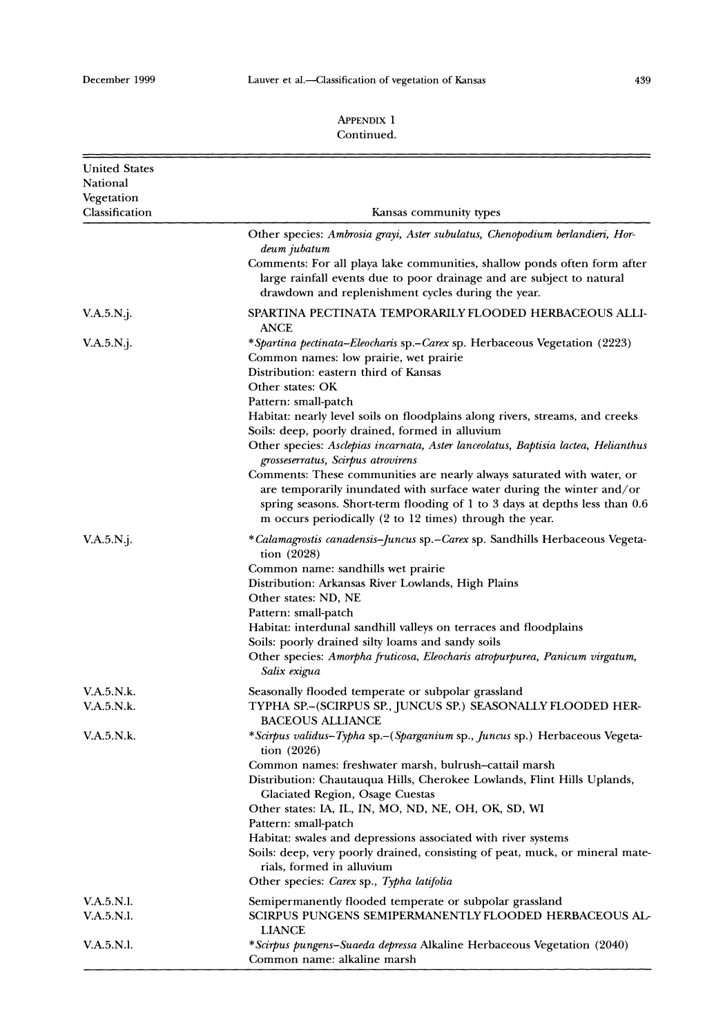APPENDIX 1
Continued.

| United States National Vegetation Classification | Kansas community types |
|---|---|
| | Other species: *Ambrosia grayi, Aster subulatus, Chenopodium berlandieri, Hordeum jubatum*<br>Comments: For all playa lake communities, shallow ponds often form after large rainfall events due to poor drainage and are subject to natural drawdown and replenishment cycles during the year. |
| V.A.5.N.j. | SPARTINA PECTINATA TEMPORARILY FLOODED HERBACEOUS ALLIANCE |
| V.A.5.N.j. | **Spartina pectinata–Eleocharis* sp.–*Carex* sp. Herbaceous Vegetation (2223)<br>Common names: low prairie, wet prairie<br>Distribution: eastern third of Kansas<br>Other states: OK<br>Pattern: small-patch<br>Habitat: nearly level soils on floodplains along rivers, streams, and creeks<br>Soils: deep, poorly drained, formed in alluvium<br>Other species: *Asclepias incarnata, Aster lanceolatus, Baptisia lactea, Helianthus grosseserratus, Scirpus atrovirens*<br>Comments: These communities are nearly always saturated with water, or are temporarily inundated with surface water during the winter and/or spring seasons. Short-term flooding of 1 to 3 days at depths less than 0.6 m occurs periodically (2 to 12 times) through the year. |
| V.A.5.N.j. | **Calamagrostis canadensis–Juncus* sp.–*Carex* sp. Sandhills Herbaceous Vegetation (2028)<br>Common name: sandhills wet prairie<br>Distribution: Arkansas River Lowlands, High Plains<br>Other states: ND, NE<br>Pattern: small-patch<br>Habitat: interdunal sandhill valleys on terraces and floodplains<br>Soils: poorly drained silty loams and sandy soils<br>Other species: *Amorpha fruticosa, Eleocharis atropurpurea, Panicum virgatum, Salix exigua* |
| V.A.5.N.k. | Seasonally flooded temperate or subpolar grassland |
| V.A.5.N.k. | TYPHA SP.–(SCIRPUS SP., JUNCUS SP.) SEASONALLY FLOODED HERBACEOUS ALLIANCE |
| V.A.5.N.k. | **Scirpus validus–Typha* sp.–(*Sparganium* sp., *Juncus* sp.) Herbaceous Vegetation (2026)<br>Common names: freshwater marsh, bulrush–cattail marsh<br>Distribution: Chautauqua Hills, Cherokee Lowlands, Flint Hills Uplands, Glaciated Region, Osage Cuestas<br>Other states: IA, IL, IN, MO, ND, NE, OH, OK, SD, WI<br>Pattern: small-patch<br>Habitat: swales and depressions associated with river systems<br>Soils: deep, very poorly drained, consisting of peat, muck, or mineral materials, formed in alluvium<br>Other species: *Carex* sp., *Typha latifolia* |
| V.A.5.N.l. | Semipermanently flooded temperate or subpolar grassland |
| V.A.5.N.l. | SCIRPUS PUNGENS SEMIPERMANENTLY FLOODED HERBACEOUS ALLIANCE |
| V.A.5.N.l. | **Scirpus pungens–Suaeda depressa* Alkaline Herbaceous Vegetation (2040)<br>Common name: alkaline marsh |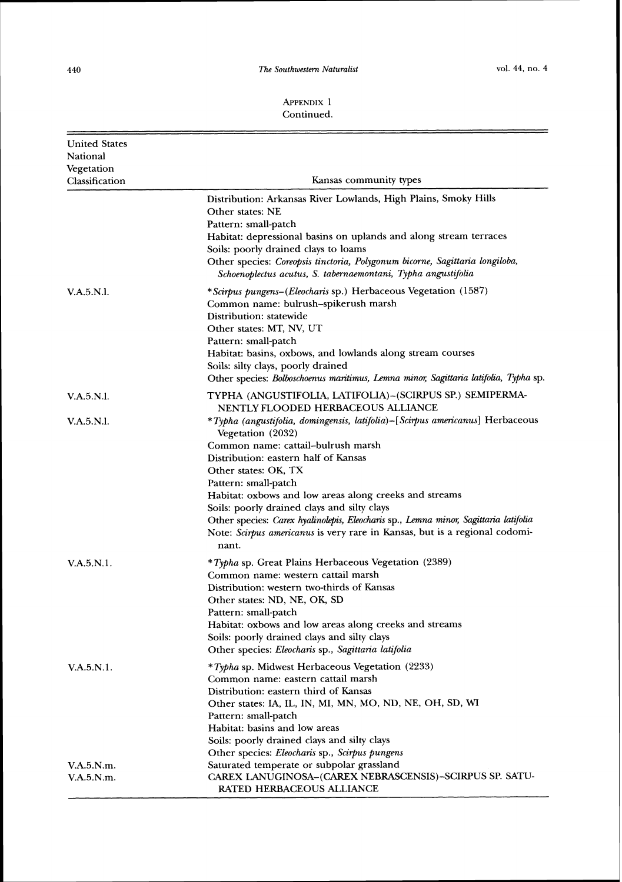APPENDIX 1
Continued.

| United States National Vegetation Classification | Kansas community types |
|---|---|
| | Distribution: Arkansas River Lowlands, High Plains, Smoky Hills<br>Other states: NE<br>Pattern: small-patch<br>Habitat: depressional basins on uplands and along stream terraces<br>Soils: poorly drained clays to loams<br>Other species: *Coreopsis tinctoria, Polygonum bicorne, Sagittaria longiloba, Schoenoplectus acutus, S. tabernaemontani, Typha angustifolia* |
| V.A.5.N.l. | \**Scirpus pungens*–(*Eleocharis* sp.) Herbaceous Vegetation (1587)<br>Common name: bulrush–spikerush marsh<br>Distribution: statewide<br>Other states: MT, NV, UT<br>Pattern: small-patch<br>Habitat: basins, oxbows, and lowlands along stream courses<br>Soils: silty clays, poorly drained<br>Other species: *Bolboschoenus maritimus, Lemna minor, Sagittaria latifolia, Typha* sp. |
| V.A.5.N.l. | TYPHA (ANGUSTIFOLIA, LATIFOLIA)–(SCIRPUS SP.) SEMIPERMANENTLY FLOODED HERBACEOUS ALLIANCE |
| V.A.5.N.l. | \**Typha* (*angustifolia, domingensis, latifolia*)–[*Scirpus americanus*] Herbaceous Vegetation (2032)<br>Common name: cattail–bulrush marsh<br>Distribution: eastern half of Kansas<br>Other states: OK, TX<br>Pattern: small-patch<br>Habitat: oxbows and low areas along creeks and streams<br>Soils: poorly drained clays and silty clays<br>Other species: *Carex hyalinolepis, Eleocharis* sp., *Lemna minor, Sagittaria latifolia*<br>Note: *Scirpus americanus* is very rare in Kansas, but is a regional codominant. |
| V.A.5.N.1. | \**Typha* sp. Great Plains Herbaceous Vegetation (2389)<br>Common name: western cattail marsh<br>Distribution: western two-thirds of Kansas<br>Other states: ND, NE, OK, SD<br>Pattern: small-patch<br>Habitat: oxbows and low areas along creeks and streams<br>Soils: poorly drained clays and silty clays<br>Other species: *Eleocharis* sp., *Sagittaria latifolia* |
| V.A.5.N.1. | \**Typha* sp. Midwest Herbaceous Vegetation (2233)<br>Common name: eastern cattail marsh<br>Distribution: eastern third of Kansas<br>Other states: IA, IL, IN, MI, MN, MO, ND, NE, OH, SD, WI<br>Pattern: small-patch<br>Habitat: basins and low areas<br>Soils: poorly drained clays and silty clays<br>Other species: *Eleocharis* sp., *Scirpus pungens* |
| V.A.5.N.m. | Saturated temperate or subpolar grassland |
| V.A.5.N.m. | CAREX LANUGINOSA–(CAREX NEBRASCENSIS)–SCIRPUS SP. SATURATED HERBACEOUS ALLIANCE |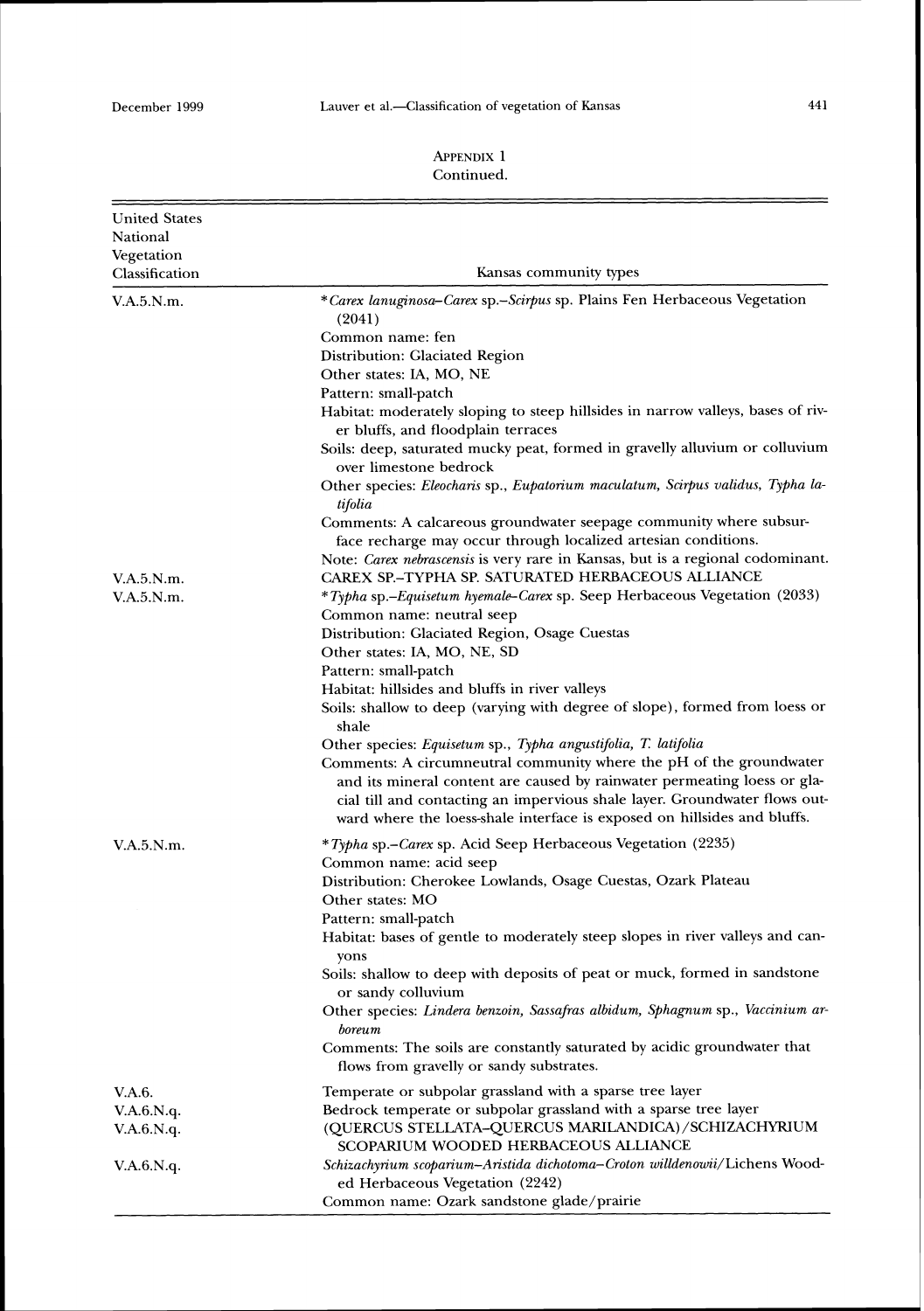APPENDIX 1
Continued.

| United States National Vegetation Classification | Kansas community types |
|---|---|
| V.A.5.N.m. | **Carex lanuginosa–Carex* sp.–*Scirpus* sp. Plains Fen Herbaceous Vegetation (2041)<br>Common name: fen<br>Distribution: Glaciated Region<br>Other states: IA, MO, NE<br>Pattern: small-patch<br>Habitat: moderately sloping to steep hillsides in narrow valleys, bases of river bluffs, and floodplain terraces<br>Soils: deep, saturated mucky peat, formed in gravelly alluvium or colluvium over limestone bedrock<br>Other species: *Eleocharis* sp., *Eupatorium maculatum, Scirpus validus, Typha latifolia*<br>Comments: A calcareous groundwater seepage community where subsurface recharge may occur through localized artesian conditions.<br>Note: *Carex nebrascensis* is very rare in Kansas, but is a regional codominant. |
| V.A.5.N.m. | CAREX SP.–TYPHA SP. SATURATED HERBACEOUS ALLIANCE |
| V.A.5.N.m. | **Typha* sp.–*Equisetum hyemale–Carex* sp. Seep Herbaceous Vegetation (2033)<br>Common name: neutral seep<br>Distribution: Glaciated Region, Osage Cuestas<br>Other states: IA, MO, NE, SD<br>Pattern: small-patch<br>Habitat: hillsides and bluffs in river valleys<br>Soils: shallow to deep (varying with degree of slope), formed from loess or shale<br>Other species: *Equisetum* sp., *Typha angustifolia, T. latifolia*<br>Comments: A circumneutral community where the pH of the groundwater and its mineral content are caused by rainwater permeating loess or glacial till and contacting an impervious shale layer. Groundwater flows outward where the loess-shale interface is exposed on hillsides and bluffs. |
| V.A.5.N.m. | **Typha* sp.–*Carex* sp. Acid Seep Herbaceous Vegetation (2235)<br>Common name: acid seep<br>Distribution: Cherokee Lowlands, Osage Cuestas, Ozark Plateau<br>Other states: MO<br>Pattern: small-patch<br>Habitat: bases of gentle to moderately steep slopes in river valleys and canyons<br>Soils: shallow to deep with deposits of peat or muck, formed in sandstone or sandy colluvium<br>Other species: *Lindera benzoin, Sassafras albidum, Sphagnum* sp., *Vaccinium arboreum*<br>Comments: The soils are constantly saturated by acidic groundwater that flows from gravelly or sandy substrates. |
| V.A.6. | Temperate or subpolar grassland with a sparse tree layer |
| V.A.6.N.q. | Bedrock temperate or subpolar grassland with a sparse tree layer |
| V.A.6.N.q. | (QUERCUS STELLATA–QUERCUS MARILANDICA)/SCHIZACHYRIUM SCOPARIUM WOODED HERBACEOUS ALLIANCE |
| V.A.6.N.q. | *Schizachyrium scoparium–Aristida dichotoma–Croton willdenowii*/Lichens Wooded Herbaceous Vegetation (2242)<br>Common name: Ozark sandstone glade/prairie |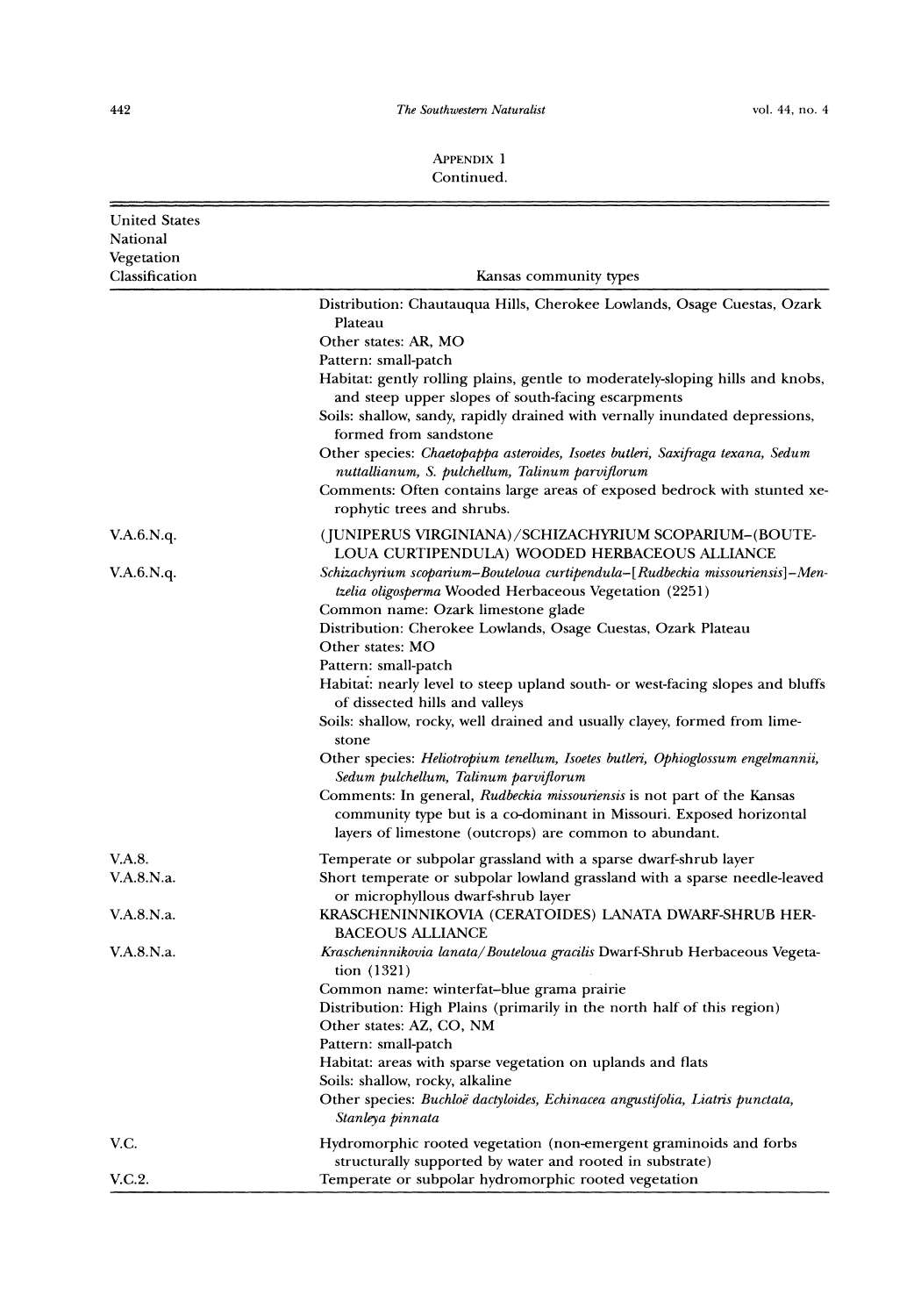APPENDIX 1
Continued.

| United States National Vegetation Classification | Kansas community types |
|---|---|
| | Distribution: Chautauqua Hills, Cherokee Lowlands, Osage Cuestas, Ozark Plateau |
| | Other states: AR, MO |
| | Pattern: small-patch |
| | Habitat: gently rolling plains, gentle to moderately-sloping hills and knobs, and steep upper slopes of south-facing escarpments |
| | Soils: shallow, sandy, rapidly drained with vernally inundated depressions, formed from sandstone |
| | Other species: *Chaetopappa asteroides, Isoetes butleri, Saxifraga texana, Sedum nuttallianum, S. pulchellum, Talinum parviflorum* |
| | Comments: Often contains large areas of exposed bedrock with stunted xerophytic trees and shrubs. |
| V.A.6.N.q. | (JUNIPERUS VIRGINIANA)/SCHIZACHYRIUM SCOPARIUM–(BOUTELOUA CURTIPENDULA) WOODED HERBACEOUS ALLIANCE |
| V.A.6.N.q. | *Schizachyrium scoparium–Bouteloua curtipendula–[Rudbeckia missouriensis]–Mentzelia oligosperma* Wooded Herbaceous Vegetation (2251) |
| | Common name: Ozark limestone glade |
| | Distribution: Cherokee Lowlands, Osage Cuestas, Ozark Plateau |
| | Other states: MO |
| | Pattern: small-patch |
| | Habitat: nearly level to steep upland south- or west-facing slopes and bluffs of dissected hills and valleys |
| | Soils: shallow, rocky, well drained and usually clayey, formed from limestone |
| | Other species: *Heliotropium tenellum, Isoetes butleri, Ophioglossum engelmannii, Sedum pulchellum, Talinum parviflorum* |
| | Comments: In general, *Rudbeckia missouriensis* is not part of the Kansas community type but is a co-dominant in Missouri. Exposed horizontal layers of limestone (outcrops) are common to abundant. |
| V.A.8. | Temperate or subpolar grassland with a sparse dwarf-shrub layer |
| V.A.8.N.a. | Short temperate or subpolar lowland grassland with a sparse needle-leaved or microphyllous dwarf-shrub layer |
| V.A.8.N.a. | KRASCHENINNIKOVIA (CERATOIDES) LANATA DWARF-SHRUB HERBACEOUS ALLIANCE |
| V.A.8.N.a. | *Krascheninnikovia lanata/Bouteloua gracilis* Dwarf-Shrub Herbaceous Vegetation (1321) |
| | Common name: winterfat–blue grama prairie |
| | Distribution: High Plains (primarily in the north half of this region) |
| | Other states: AZ, CO, NM |
| | Pattern: small-patch |
| | Habitat: areas with sparse vegetation on uplands and flats |
| | Soils: shallow, rocky, alkaline |
| | Other species: *Buchloë dactyloides, Echinacea angustifolia, Liatris punctata, Stanleya pinnata* |
| V.C. | Hydromorphic rooted vegetation (non-emergent graminoids and forbs structurally supported by water and rooted in substrate) |
| V.C.2. | Temperate or subpolar hydromorphic rooted vegetation |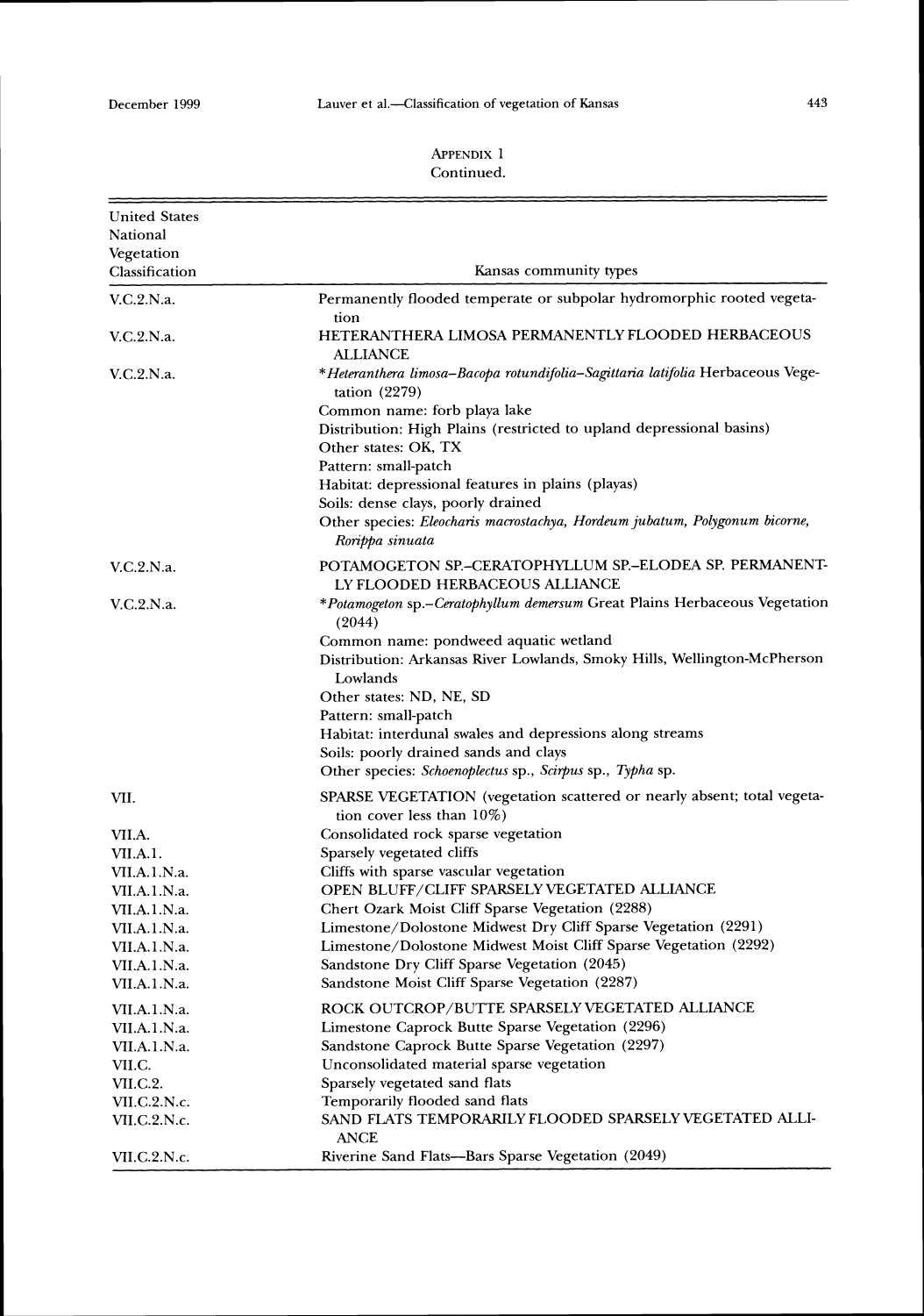APPENDIX 1
Continued.

| United States National Vegetation Classification | Kansas community types |
|---|---|
| V.C.2.N.a. | Permanently flooded temperate or subpolar hydromorphic rooted vegetation |
| V.C.2.N.a. | HETERANTHERA LIMOSA PERMANENTLY FLOODED HERBACEOUS ALLIANCE |
| V.C.2.N.a. | **Heteranthera limosa–Bacopa rotundifolia–Sagittaria latifolia* Herbaceous Vegetation (2279) |
| | Common name: forb playa lake |
| | Distribution: High Plains (restricted to upland depressional basins) |
| | Other states: OK, TX |
| | Pattern: small-patch |
| | Habitat: depressional features in plains (playas) |
| | Soils: dense clays, poorly drained |
| | Other species: *Eleocharis macrostachya, Hordeum jubatum, Polygonum bicorne, Rorippa sinuata* |
| V.C.2.N.a. | POTAMOGETON SP.–CERATOPHYLLUM SP.–ELODEA SP. PERMANENTLY FLOODED HERBACEOUS ALLIANCE |
| V.C.2.N.a. | **Potamogeton* sp.–*Ceratophyllum demersum* Great Plains Herbaceous Vegetation (2044) |
| | Common name: pondweed aquatic wetland |
| | Distribution: Arkansas River Lowlands, Smoky Hills, Wellington-McPherson Lowlands |
| | Other states: ND, NE, SD |
| | Pattern: small-patch |
| | Habitat: interdunal swales and depressions along streams |
| | Soils: poorly drained sands and clays |
| | Other species: *Schoenoplectus* sp., *Scirpus* sp., *Typha* sp. |
| VII. | SPARSE VEGETATION (vegetation scattered or nearly absent; total vegetation cover less than 10%) |
| VII.A. | Consolidated rock sparse vegetation |
| VII.A.1. | Sparsely vegetated cliffs |
| VII.A.1.N.a. | Cliffs with sparse vascular vegetation |
| VII.A.1.N.a. | OPEN BLUFF/CLIFF SPARSELY VEGETATED ALLIANCE |
| VII.A.1.N.a. | Chert Ozark Moist Cliff Sparse Vegetation (2288) |
| VII.A.1.N.a. | Limestone/Dolostone Midwest Dry Cliff Sparse Vegetation (2291) |
| VII.A.1.N.a. | Limestone/Dolostone Midwest Moist Cliff Sparse Vegetation (2292) |
| VII.A.1.N.a. | Sandstone Dry Cliff Sparse Vegetation (2045) |
| VII.A.1.N.a. | Sandstone Moist Cliff Sparse Vegetation (2287) |
| VII.A.1.N.a. | ROCK OUTCROP/BUTTE SPARSELY VEGETATED ALLIANCE |
| VII.A.1.N.a. | Limestone Caprock Butte Sparse Vegetation (2296) |
| VII.A.1.N.a. | Sandstone Caprock Butte Sparse Vegetation (2297) |
| VII.C. | Unconsolidated material sparse vegetation |
| VII.C.2. | Sparsely vegetated sand flats |
| VII.C.2.N.c. | Temporarily flooded sand flats |
| VII.C.2.N.c. | SAND FLATS TEMPORARILY FLOODED SPARSELY VEGETATED ALLIANCE |
| VII.C.2.N.c. | Riverine Sand Flats—Bars Sparse Vegetation (2049) |